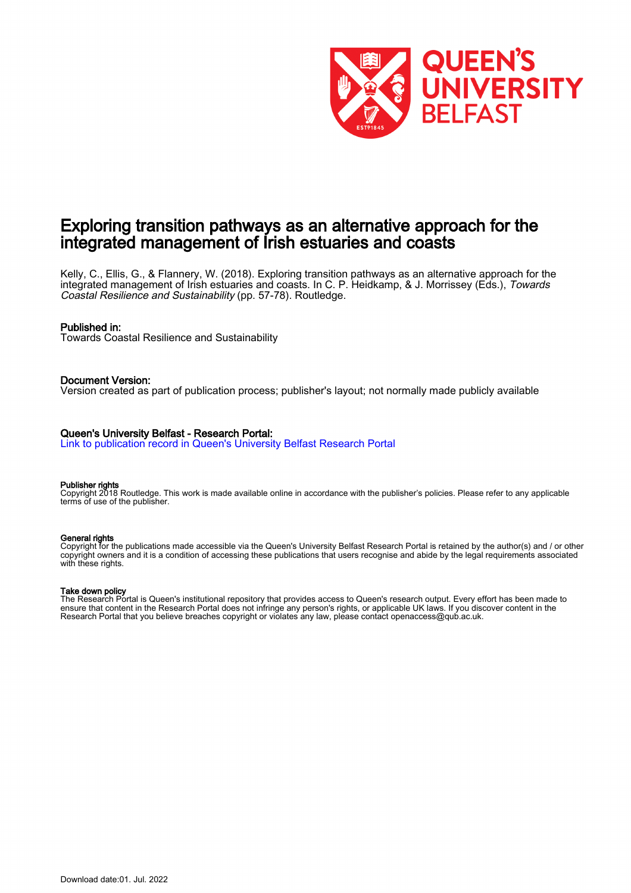# Exploring transition pathways as an alternative approach for the integrated management of Irish estuaries and coasts

Kelly, C., Ellis, G., & Flannery, W. (2018). Exploring transition pathways as an alternative approach for the integrated management of Irish estuaries and coasts. In C. P. Heidkamp, & J. Morrissey (Eds.), *Towards Coastal Resilience and Sustainability* (pp. 57-78). Routledge.

**Published in:**
Towards Coastal Resilience and Sustainability

**Document Version:**
Version created as part of publication process; publisher's layout; not normally made publicly available

**Queen's University Belfast - Research Portal:**
Link to publication record in Queen's University Belfast Research Portal

**Publisher rights**
Copyright 2018 Routledge. This work is made available online in accordance with the publisher's policies. Please refer to any applicable terms of use of the publisher.

**General rights**
Copyright for the publications made accessible via the Queen's University Belfast Research Portal is retained by the author(s) and / or other copyright owners and it is a condition of accessing these publications that users recognise and abide by the legal requirements associated with these rights.

**Take down policy**
The Research Portal is Queen's institutional repository that provides access to Queen's research output. Every effort has been made to ensure that content in the Research Portal does not infringe any person's rights, or applicable UK laws. If you discover content in the Research Portal that you believe breaches copyright or violates any law, please contact openaccess@qub.ac.uk.

Download date:01. Jul. 2022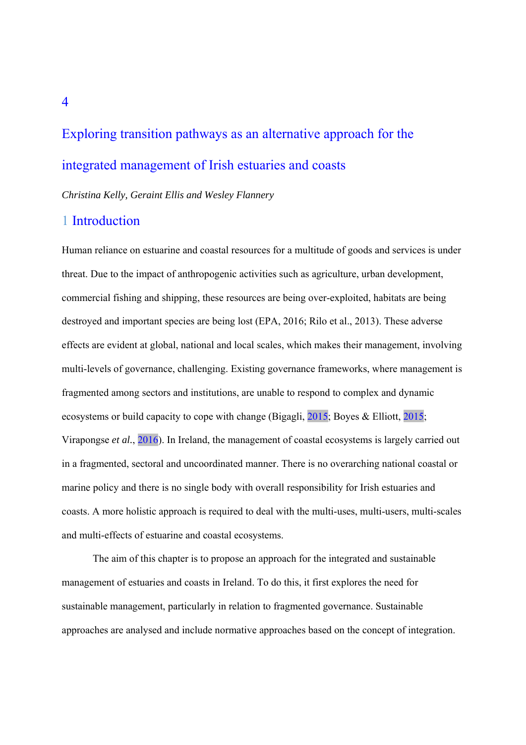4

# Exploring transition pathways as an alternative approach for the integrated management of Irish estuaries and coasts

*Christina Kelly, Geraint Ellis and Wesley Flannery*

## 1 Introduction

Human reliance on estuarine and coastal resources for a multitude of goods and services is under threat. Due to the impact of anthropogenic activities such as agriculture, urban development, commercial fishing and shipping, these resources are being over-exploited, habitats are being destroyed and important species are being lost (EPA, 2016; Rilo et al., 2013). These adverse effects are evident at global, national and local scales, which makes their management, involving multi-levels of governance, challenging. Existing governance frameworks, where management is fragmented among sectors and institutions, are unable to respond to complex and dynamic ecosystems or build capacity to cope with change (Bigagli, 2015; Boyes & Elliott, 2015; Virapongse *et al.*, 2016). In Ireland, the management of coastal ecosystems is largely carried out in a fragmented, sectoral and uncoordinated manner. There is no overarching national coastal or marine policy and there is no single body with overall responsibility for Irish estuaries and coasts. A more holistic approach is required to deal with the multi-uses, multi-users, multi-scales and multi-effects of estuarine and coastal ecosystems.

The aim of this chapter is to propose an approach for the integrated and sustainable management of estuaries and coasts in Ireland. To do this, it first explores the need for sustainable management, particularly in relation to fragmented governance. Sustainable approaches are analysed and include normative approaches based on the concept of integration.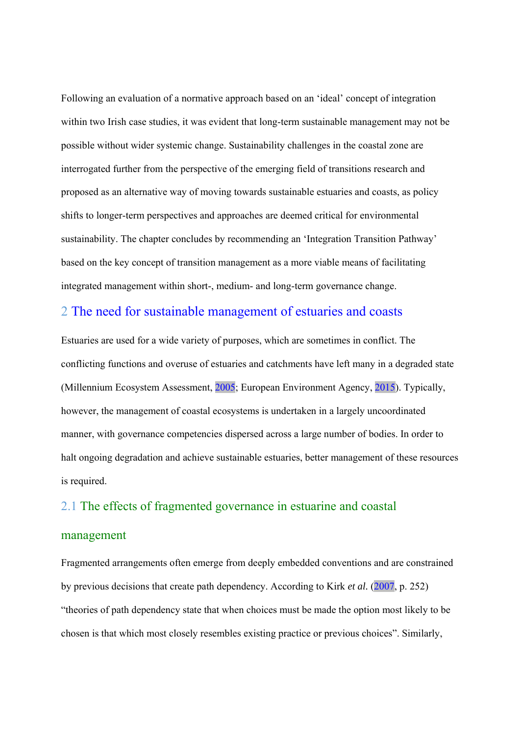Following an evaluation of a normative approach based on an 'ideal' concept of integration within two Irish case studies, it was evident that long-term sustainable management may not be possible without wider systemic change. Sustainability challenges in the coastal zone are interrogated further from the perspective of the emerging field of transitions research and proposed as an alternative way of moving towards sustainable estuaries and coasts, as policy shifts to longer-term perspectives and approaches are deemed critical for environmental sustainability. The chapter concludes by recommending an 'Integration Transition Pathway' based on the key concept of transition management as a more viable means of facilitating integrated management within short-, medium- and long-term governance change.

## 2 The need for sustainable management of estuaries and coasts

Estuaries are used for a wide variety of purposes, which are sometimes in conflict. The conflicting functions and overuse of estuaries and catchments have left many in a degraded state (Millennium Ecosystem Assessment, 2005; European Environment Agency, 2015). Typically, however, the management of coastal ecosystems is undertaken in a largely uncoordinated manner, with governance competencies dispersed across a large number of bodies. In order to halt ongoing degradation and achieve sustainable estuaries, better management of these resources is required.

### 2.1 The effects of fragmented governance in estuarine and coastal management

Fragmented arrangements often emerge from deeply embedded conventions and are constrained by previous decisions that create path dependency. According to Kirk *et al.* (2007, p. 252) "theories of path dependency state that when choices must be made the option most likely to be chosen is that which most closely resembles existing practice or previous choices". Similarly,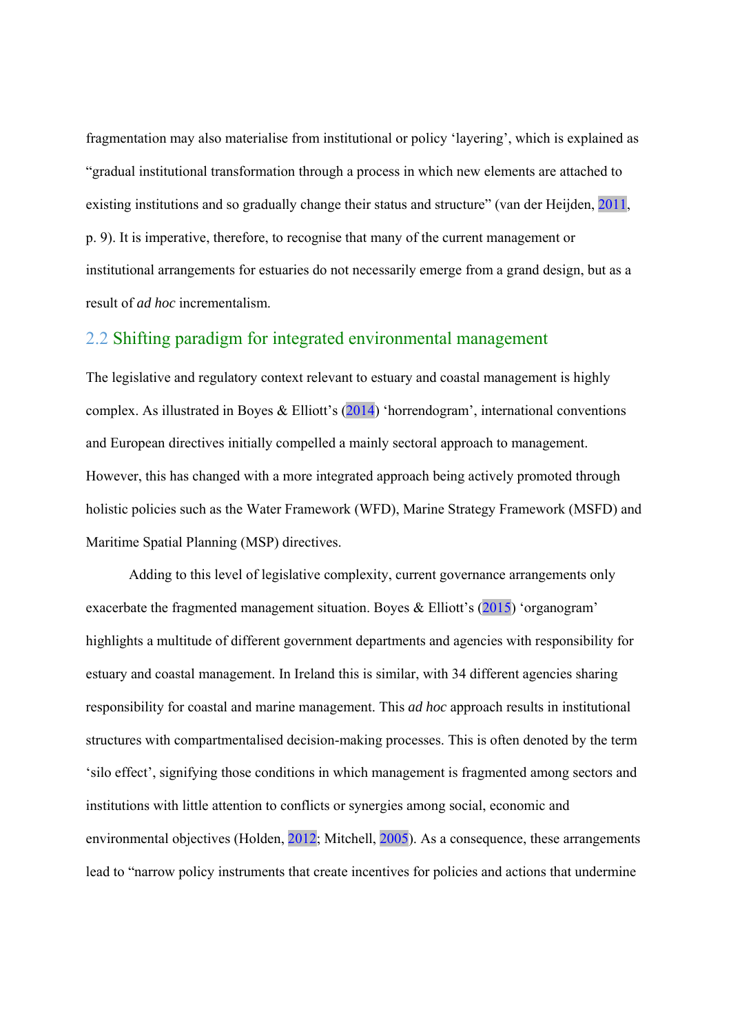fragmentation may also materialise from institutional or policy 'layering', which is explained as "gradual institutional transformation through a process in which new elements are attached to existing institutions and so gradually change their status and structure" (van der Heijden, 2011, p. 9). It is imperative, therefore, to recognise that many of the current management or institutional arrangements for estuaries do not necessarily emerge from a grand design, but as a result of *ad hoc* incrementalism.

## 2.2 Shifting paradigm for integrated environmental management

The legislative and regulatory context relevant to estuary and coastal management is highly complex. As illustrated in Boyes & Elliott's (2014) 'horrendogram', international conventions and European directives initially compelled a mainly sectoral approach to management. However, this has changed with a more integrated approach being actively promoted through holistic policies such as the Water Framework (WFD), Marine Strategy Framework (MSFD) and Maritime Spatial Planning (MSP) directives.

Adding to this level of legislative complexity, current governance arrangements only exacerbate the fragmented management situation. Boyes & Elliott's (2015) 'organogram' highlights a multitude of different government departments and agencies with responsibility for estuary and coastal management. In Ireland this is similar, with 34 different agencies sharing responsibility for coastal and marine management. This *ad hoc* approach results in institutional structures with compartmentalised decision-making processes. This is often denoted by the term 'silo effect', signifying those conditions in which management is fragmented among sectors and institutions with little attention to conflicts or synergies among social, economic and environmental objectives (Holden, 2012; Mitchell, 2005). As a consequence, these arrangements lead to "narrow policy instruments that create incentives for policies and actions that undermine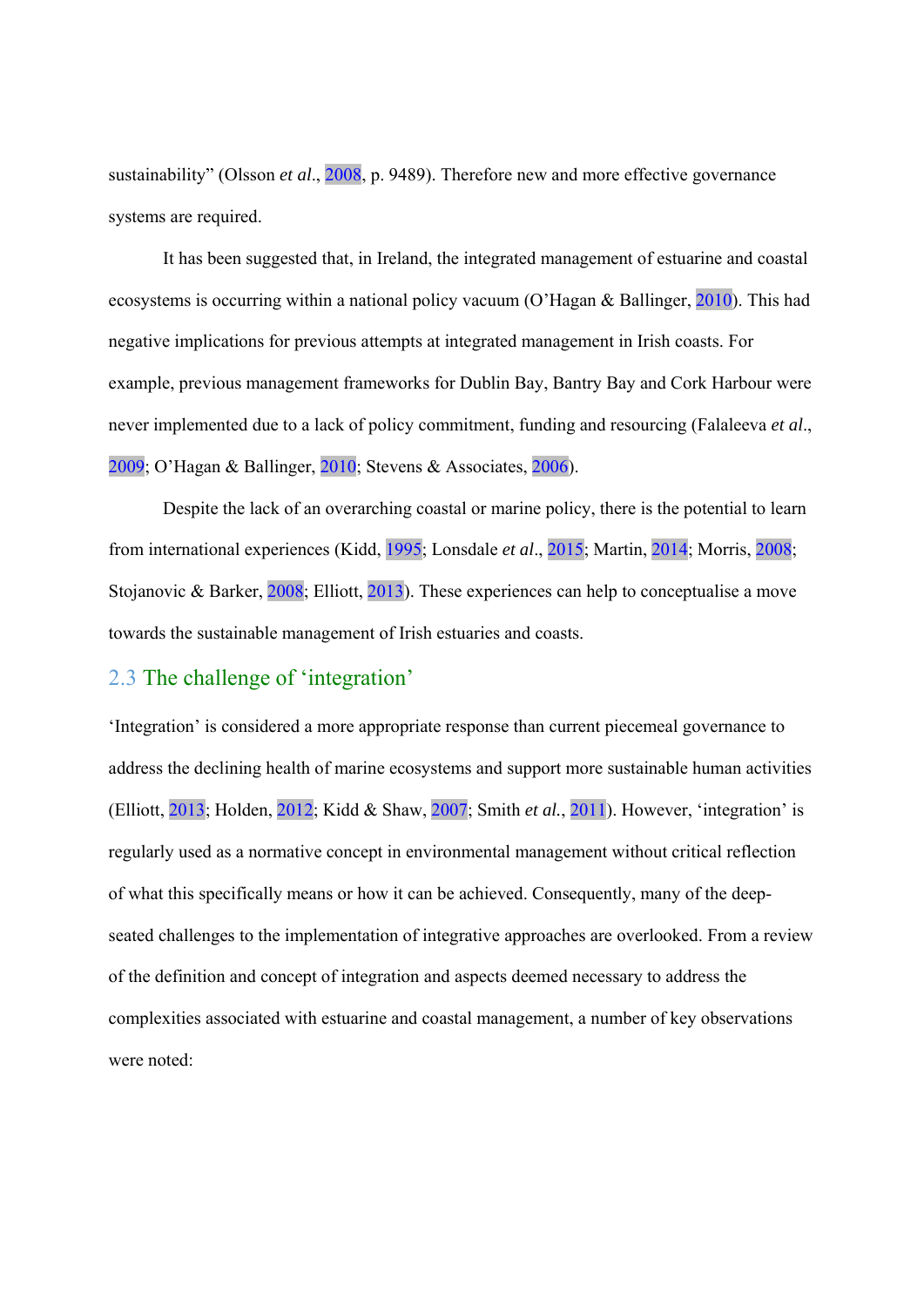sustainability" (Olsson *et al*., 2008, p. 9489). Therefore new and more effective governance systems are required.

It has been suggested that, in Ireland, the integrated management of estuarine and coastal ecosystems is occurring within a national policy vacuum (O'Hagan & Ballinger, 2010). This had negative implications for previous attempts at integrated management in Irish coasts. For example, previous management frameworks for Dublin Bay, Bantry Bay and Cork Harbour were never implemented due to a lack of policy commitment, funding and resourcing (Falaleeva *et al*., 2009; O'Hagan & Ballinger, 2010; Stevens & Associates, 2006).

Despite the lack of an overarching coastal or marine policy, there is the potential to learn from international experiences (Kidd, 1995; Lonsdale *et al*., 2015; Martin, 2014; Morris, 2008; Stojanovic & Barker, 2008; Elliott, 2013). These experiences can help to conceptualise a move towards the sustainable management of Irish estuaries and coasts.

## 2.3 The challenge of 'integration'

'Integration' is considered a more appropriate response than current piecemeal governance to address the declining health of marine ecosystems and support more sustainable human activities (Elliott, 2013; Holden, 2012; Kidd & Shaw, 2007; Smith *et al.*, 2011). However, 'integration' is regularly used as a normative concept in environmental management without critical reflection of what this specifically means or how it can be achieved. Consequently, many of the deep-seated challenges to the implementation of integrative approaches are overlooked. From a review of the definition and concept of integration and aspects deemed necessary to address the complexities associated with estuarine and coastal management, a number of key observations were noted: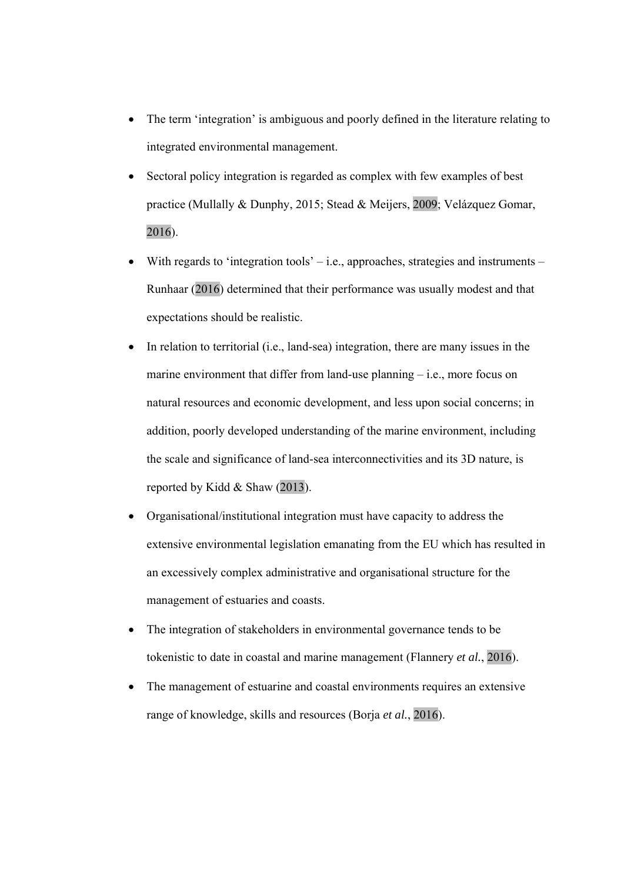- The term 'integration' is ambiguous and poorly defined in the literature relating to integrated environmental management.
- Sectoral policy integration is regarded as complex with few examples of best practice (Mullally & Dunphy, 2015; Stead & Meijers, 2009; Velázquez Gomar, 2016).
- With regards to 'integration tools' – i.e., approaches, strategies and instruments – Runhaar (2016) determined that their performance was usually modest and that expectations should be realistic.
- In relation to territorial (i.e., land-sea) integration, there are many issues in the marine environment that differ from land-use planning – i.e., more focus on natural resources and economic development, and less upon social concerns; in addition, poorly developed understanding of the marine environment, including the scale and significance of land-sea interconnectivities and its 3D nature, is reported by Kidd & Shaw (2013).
- Organisational/institutional integration must have capacity to address the extensive environmental legislation emanating from the EU which has resulted in an excessively complex administrative and organisational structure for the management of estuaries and coasts.
- The integration of stakeholders in environmental governance tends to be tokenistic to date in coastal and marine management (Flannery *et al.*, 2016).
- The management of estuarine and coastal environments requires an extensive range of knowledge, skills and resources (Borja *et al.*, 2016).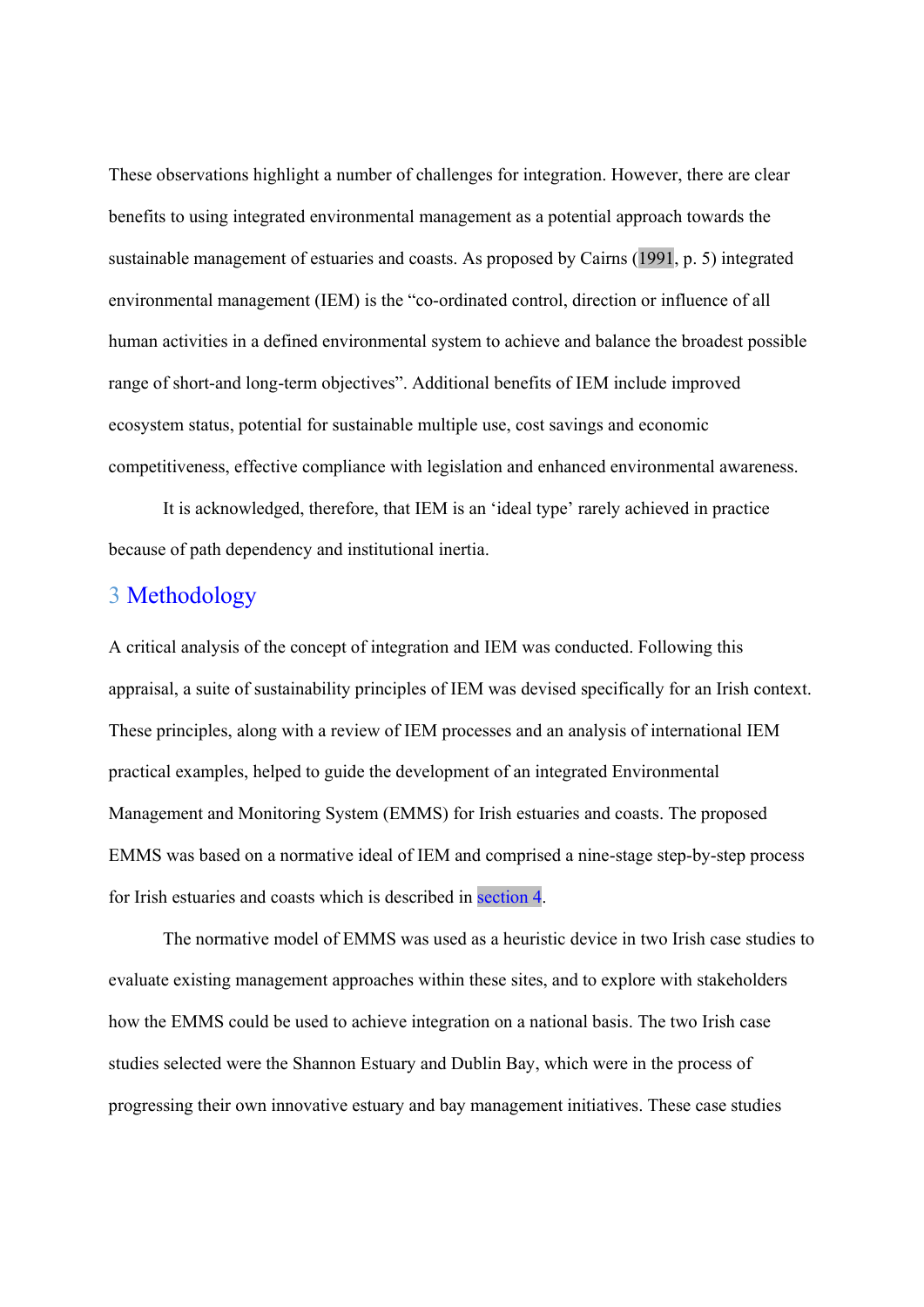These observations highlight a number of challenges for integration. However, there are clear benefits to using integrated environmental management as a potential approach towards the sustainable management of estuaries and coasts. As proposed by Cairns (1991, p. 5) integrated environmental management (IEM) is the "co-ordinated control, direction or influence of all human activities in a defined environmental system to achieve and balance the broadest possible range of short-and long-term objectives". Additional benefits of IEM include improved ecosystem status, potential for sustainable multiple use, cost savings and economic competitiveness, effective compliance with legislation and enhanced environmental awareness.

It is acknowledged, therefore, that IEM is an 'ideal type' rarely achieved in practice because of path dependency and institutional inertia.

## 3 Methodology

A critical analysis of the concept of integration and IEM was conducted. Following this appraisal, a suite of sustainability principles of IEM was devised specifically for an Irish context. These principles, along with a review of IEM processes and an analysis of international IEM practical examples, helped to guide the development of an integrated Environmental Management and Monitoring System (EMMS) for Irish estuaries and coasts. The proposed EMMS was based on a normative ideal of IEM and comprised a nine-stage step-by-step process for Irish estuaries and coasts which is described in section 4.

The normative model of EMMS was used as a heuristic device in two Irish case studies to evaluate existing management approaches within these sites, and to explore with stakeholders how the EMMS could be used to achieve integration on a national basis. The two Irish case studies selected were the Shannon Estuary and Dublin Bay, which were in the process of progressing their own innovative estuary and bay management initiatives. These case studies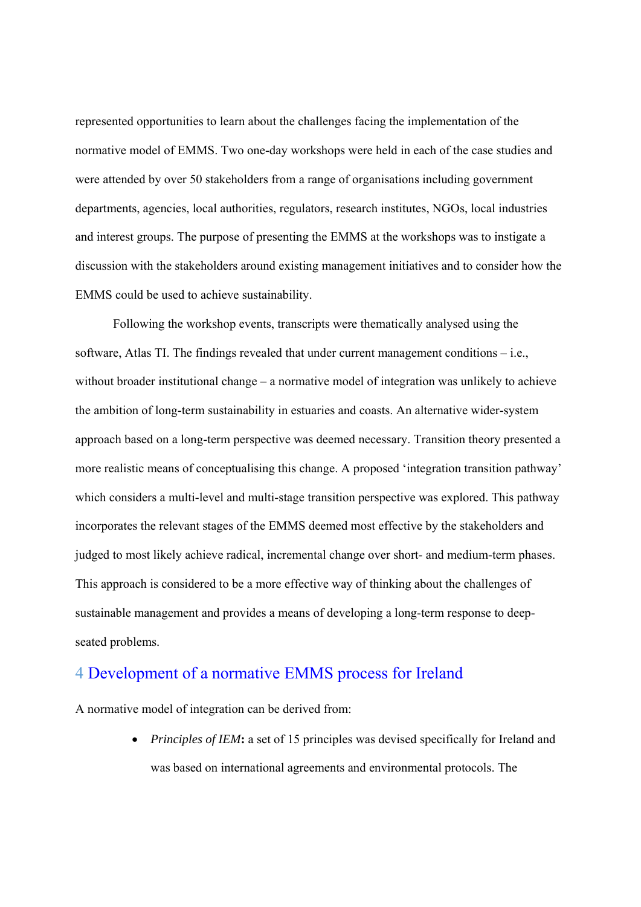represented opportunities to learn about the challenges facing the implementation of the normative model of EMMS. Two one-day workshops were held in each of the case studies and were attended by over 50 stakeholders from a range of organisations including government departments, agencies, local authorities, regulators, research institutes, NGOs, local industries and interest groups. The purpose of presenting the EMMS at the workshops was to instigate a discussion with the stakeholders around existing management initiatives and to consider how the EMMS could be used to achieve sustainability.

Following the workshop events, transcripts were thematically analysed using the software, Atlas TI. The findings revealed that under current management conditions – i.e., without broader institutional change – a normative model of integration was unlikely to achieve the ambition of long-term sustainability in estuaries and coasts. An alternative wider-system approach based on a long-term perspective was deemed necessary. Transition theory presented a more realistic means of conceptualising this change. A proposed 'integration transition pathway' which considers a multi-level and multi-stage transition perspective was explored. This pathway incorporates the relevant stages of the EMMS deemed most effective by the stakeholders and judged to most likely achieve radical, incremental change over short- and medium-term phases. This approach is considered to be a more effective way of thinking about the challenges of sustainable management and provides a means of developing a long-term response to deep-seated problems.

## 4 Development of a normative EMMS process for Ireland

A normative model of integration can be derived from:

- *Principles of IEM***:** a set of 15 principles was devised specifically for Ireland and was based on international agreements and environmental protocols. The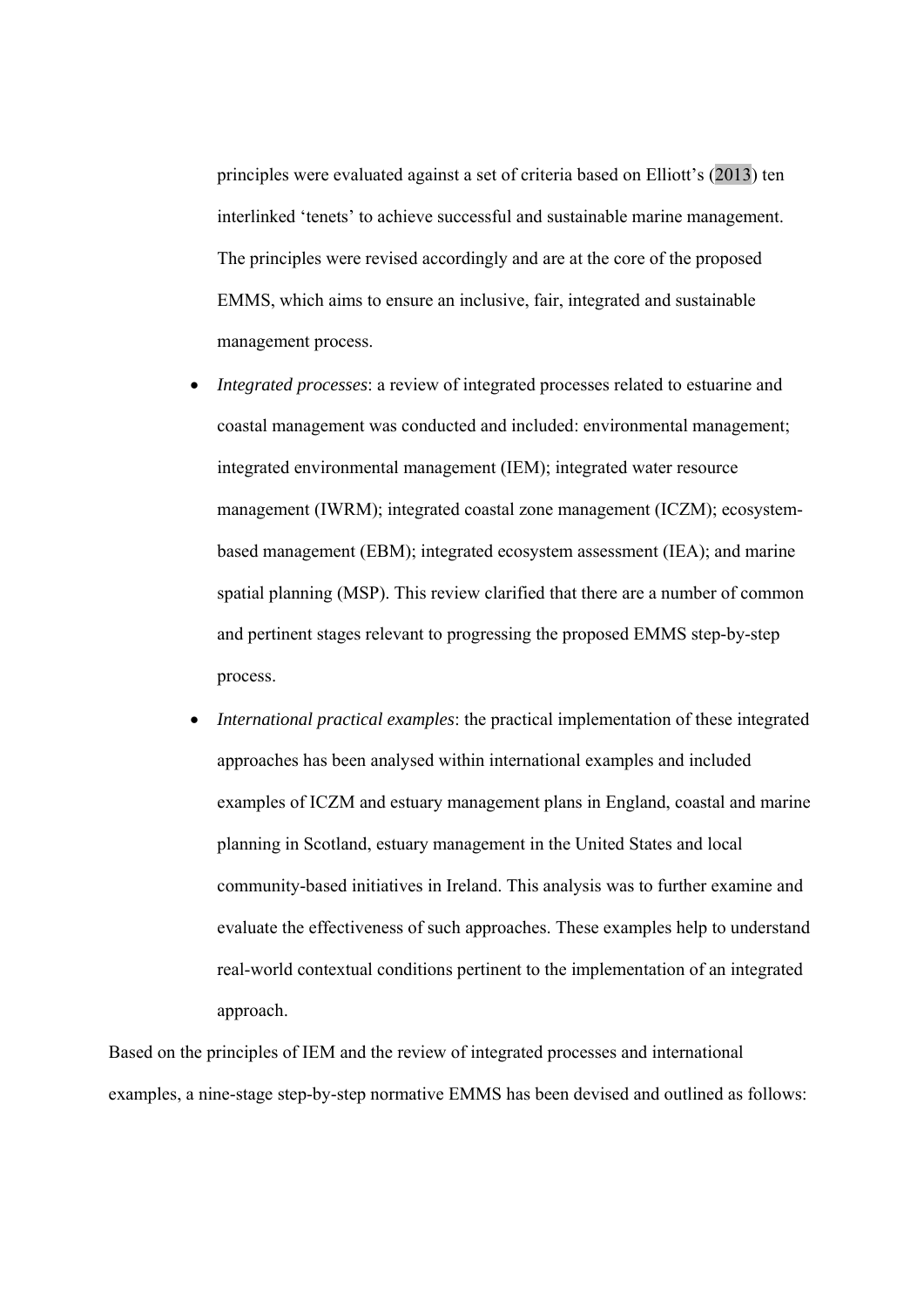principles were evaluated against a set of criteria based on Elliott's (2013) ten interlinked 'tenets' to achieve successful and sustainable marine management. The principles were revised accordingly and are at the core of the proposed EMMS, which aims to ensure an inclusive, fair, integrated and sustainable management process.

- *Integrated processes*: a review of integrated processes related to estuarine and coastal management was conducted and included: environmental management; integrated environmental management (IEM); integrated water resource management (IWRM); integrated coastal zone management (ICZM); ecosystem-based management (EBM); integrated ecosystem assessment (IEA); and marine spatial planning (MSP). This review clarified that there are a number of common and pertinent stages relevant to progressing the proposed EMMS step-by-step process.
- *International practical examples*: the practical implementation of these integrated approaches has been analysed within international examples and included examples of ICZM and estuary management plans in England, coastal and marine planning in Scotland, estuary management in the United States and local community-based initiatives in Ireland. This analysis was to further examine and evaluate the effectiveness of such approaches. These examples help to understand real-world contextual conditions pertinent to the implementation of an integrated approach.

Based on the principles of IEM and the review of integrated processes and international examples, a nine-stage step-by-step normative EMMS has been devised and outlined as follows: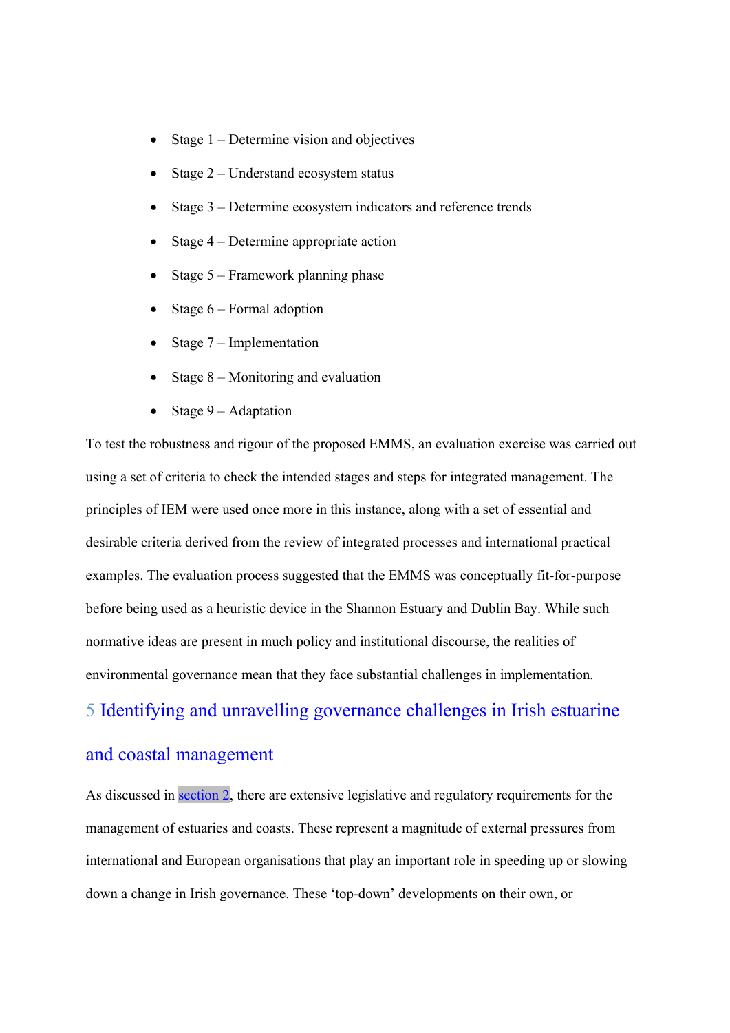- Stage 1 – Determine vision and objectives
- Stage 2 – Understand ecosystem status
- Stage 3 – Determine ecosystem indicators and reference trends
- Stage 4 – Determine appropriate action
- Stage 5 – Framework planning phase
- Stage 6 – Formal adoption
- Stage 7 – Implementation
- Stage 8 – Monitoring and evaluation
- Stage 9 – Adaptation

To test the robustness and rigour of the proposed EMMS, an evaluation exercise was carried out using a set of criteria to check the intended stages and steps for integrated management. The principles of IEM were used once more in this instance, along with a set of essential and desirable criteria derived from the review of integrated processes and international practical examples. The evaluation process suggested that the EMMS was conceptually fit-for-purpose before being used as a heuristic device in the Shannon Estuary and Dublin Bay. While such normative ideas are present in much policy and institutional discourse, the realities of environmental governance mean that they face substantial challenges in implementation.

# 5 Identifying and unravelling governance challenges in Irish estuarine and coastal management

As discussed in section 2, there are extensive legislative and regulatory requirements for the management of estuaries and coasts. These represent a magnitude of external pressures from international and European organisations that play an important role in speeding up or slowing down a change in Irish governance. These 'top-down' developments on their own, or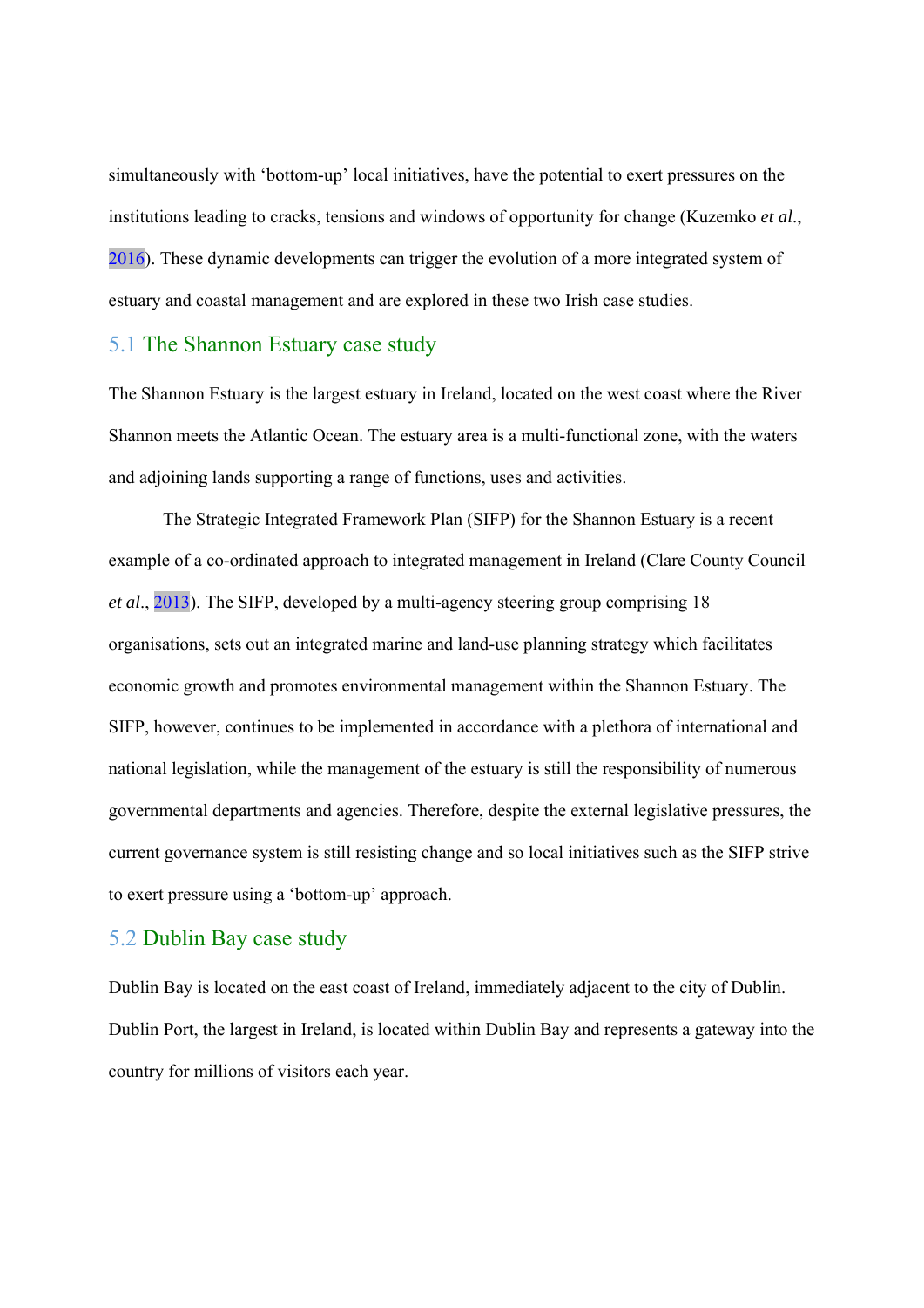simultaneously with ‘bottom-up’ local initiatives, have the potential to exert pressures on the institutions leading to cracks, tensions and windows of opportunity for change (Kuzemko *et al*., 2016). These dynamic developments can trigger the evolution of a more integrated system of estuary and coastal management and are explored in these two Irish case studies.

## 5.1 The Shannon Estuary case study

The Shannon Estuary is the largest estuary in Ireland, located on the west coast where the River Shannon meets the Atlantic Ocean. The estuary area is a multi-functional zone, with the waters and adjoining lands supporting a range of functions, uses and activities.

The Strategic Integrated Framework Plan (SIFP) for the Shannon Estuary is a recent example of a co-ordinated approach to integrated management in Ireland (Clare County Council *et al*., 2013). The SIFP, developed by a multi-agency steering group comprising 18 organisations, sets out an integrated marine and land-use planning strategy which facilitates economic growth and promotes environmental management within the Shannon Estuary. The SIFP, however, continues to be implemented in accordance with a plethora of international and national legislation, while the management of the estuary is still the responsibility of numerous governmental departments and agencies. Therefore, despite the external legislative pressures, the current governance system is still resisting change and so local initiatives such as the SIFP strive to exert pressure using a ‘bottom-up’ approach.

## 5.2 Dublin Bay case study

Dublin Bay is located on the east coast of Ireland, immediately adjacent to the city of Dublin. Dublin Port, the largest in Ireland, is located within Dublin Bay and represents a gateway into the country for millions of visitors each year.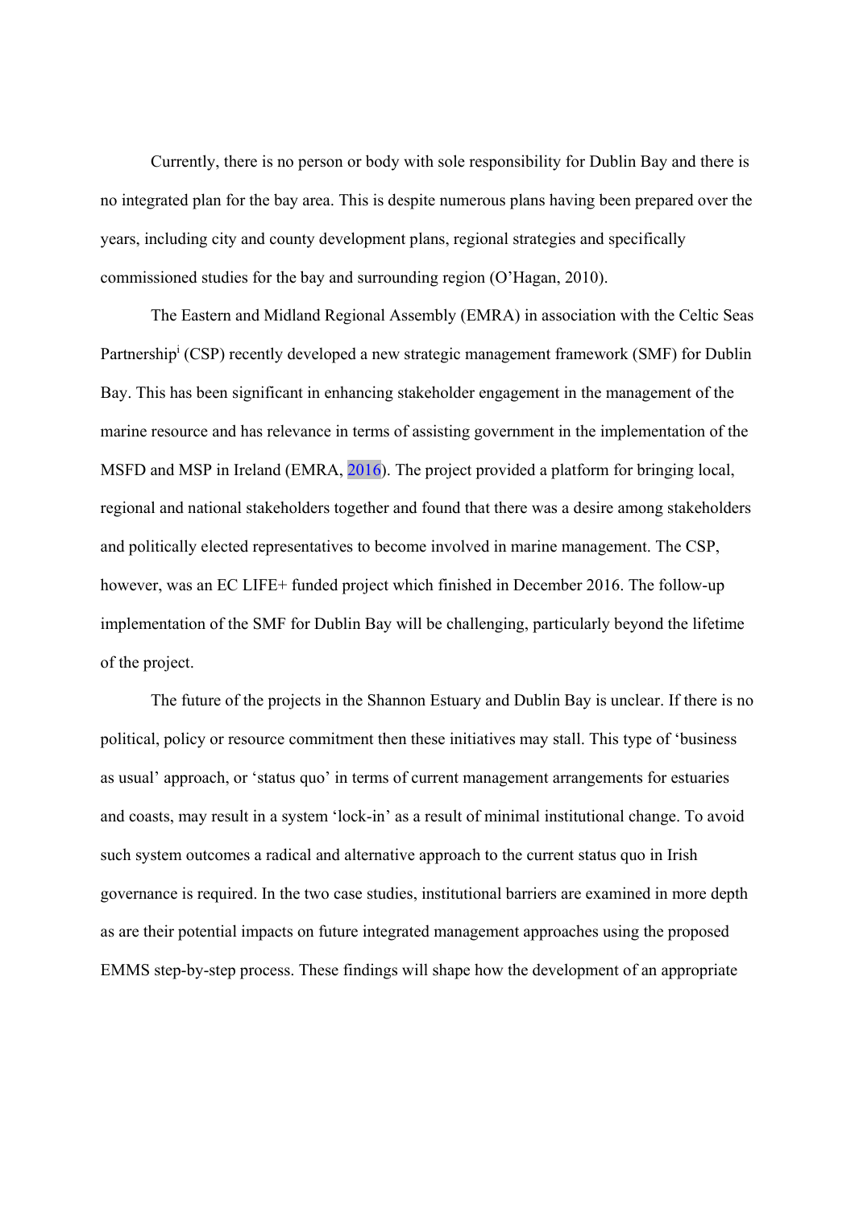Currently, there is no person or body with sole responsibility for Dublin Bay and there is no integrated plan for the bay area. This is despite numerous plans having been prepared over the years, including city and county development plans, regional strategies and specifically commissioned studies for the bay and surrounding region (O'Hagan, 2010).

The Eastern and Midland Regional Assembly (EMRA) in association with the Celtic Seas Partnership[i] (CSP) recently developed a new strategic management framework (SMF) for Dublin Bay. This has been significant in enhancing stakeholder engagement in the management of the marine resource and has relevance in terms of assisting government in the implementation of the MSFD and MSP in Ireland (EMRA, 2016). The project provided a platform for bringing local, regional and national stakeholders together and found that there was a desire among stakeholders and politically elected representatives to become involved in marine management. The CSP, however, was an EC LIFE+ funded project which finished in December 2016. The follow-up implementation of the SMF for Dublin Bay will be challenging, particularly beyond the lifetime of the project.

The future of the projects in the Shannon Estuary and Dublin Bay is unclear. If there is no political, policy or resource commitment then these initiatives may stall. This type of 'business as usual' approach, or 'status quo' in terms of current management arrangements for estuaries and coasts, may result in a system 'lock-in' as a result of minimal institutional change. To avoid such system outcomes a radical and alternative approach to the current status quo in Irish governance is required. In the two case studies, institutional barriers are examined in more depth as are their potential impacts on future integrated management approaches using the proposed EMMS step-by-step process. These findings will shape how the development of an appropriate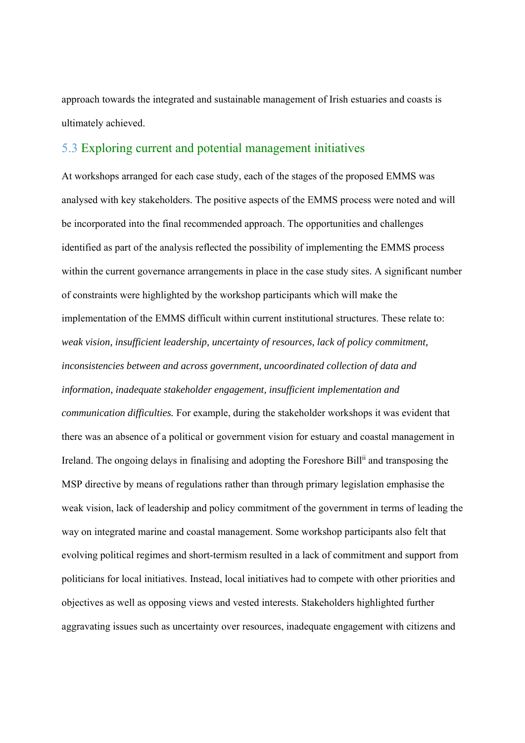approach towards the integrated and sustainable management of Irish estuaries and coasts is ultimately achieved.

## 5.3 Exploring current and potential management initiatives

At workshops arranged for each case study, each of the stages of the proposed EMMS was analysed with key stakeholders. The positive aspects of the EMMS process were noted and will be incorporated into the final recommended approach. The opportunities and challenges identified as part of the analysis reflected the possibility of implementing the EMMS process within the current governance arrangements in place in the case study sites. A significant number of constraints were highlighted by the workshop participants which will make the implementation of the EMMS difficult within current institutional structures. These relate to: *weak vision, insufficient leadership, uncertainty of resources, lack of policy commitment, inconsistencies between and across government, uncoordinated collection of data and information, inadequate stakeholder engagement, insufficient implementation and communication difficulties.* For example, during the stakeholder workshops it was evident that there was an absence of a political or government vision for estuary and coastal management in Ireland. The ongoing delays in finalising and adopting the Foreshore Bill[ii] and transposing the MSP directive by means of regulations rather than through primary legislation emphasise the weak vision, lack of leadership and policy commitment of the government in terms of leading the way on integrated marine and coastal management. Some workshop participants also felt that evolving political regimes and short-termism resulted in a lack of commitment and support from politicians for local initiatives. Instead, local initiatives had to compete with other priorities and objectives as well as opposing views and vested interests. Stakeholders highlighted further aggravating issues such as uncertainty over resources, inadequate engagement with citizens and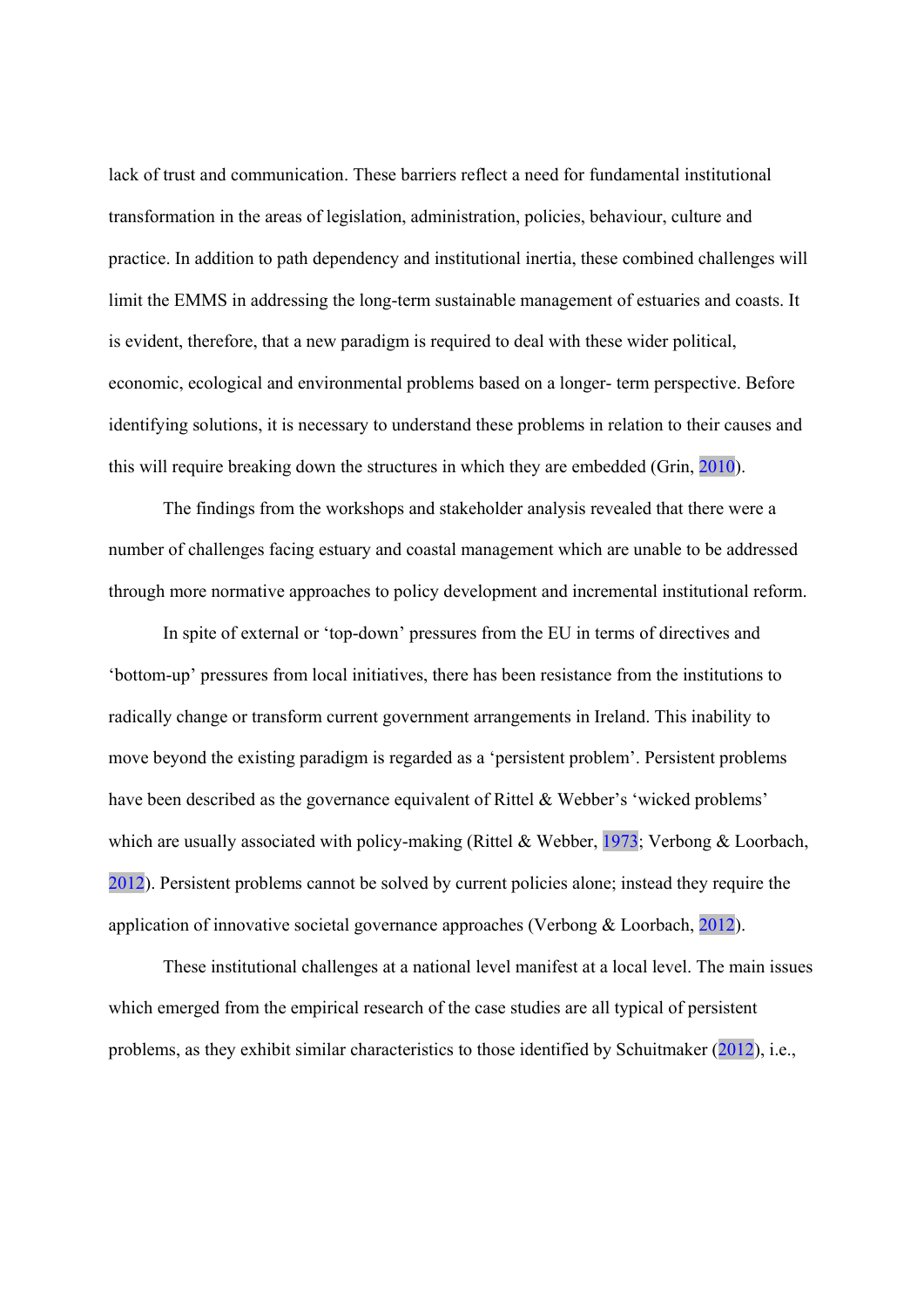lack of trust and communication. These barriers reflect a need for fundamental institutional transformation in the areas of legislation, administration, policies, behaviour, culture and practice. In addition to path dependency and institutional inertia, these combined challenges will limit the EMMS in addressing the long-term sustainable management of estuaries and coasts. It is evident, therefore, that a new paradigm is required to deal with these wider political, economic, ecological and environmental problems based on a longer- term perspective. Before identifying solutions, it is necessary to understand these problems in relation to their causes and this will require breaking down the structures in which they are embedded (Grin, 2010).

The findings from the workshops and stakeholder analysis revealed that there were a number of challenges facing estuary and coastal management which are unable to be addressed through more normative approaches to policy development and incremental institutional reform.

In spite of external or 'top-down' pressures from the EU in terms of directives and 'bottom-up' pressures from local initiatives, there has been resistance from the institutions to radically change or transform current government arrangements in Ireland. This inability to move beyond the existing paradigm is regarded as a 'persistent problem'. Persistent problems have been described as the governance equivalent of Rittel & Webber's 'wicked problems' which are usually associated with policy-making (Rittel & Webber, 1973; Verbong & Loorbach, 2012). Persistent problems cannot be solved by current policies alone; instead they require the application of innovative societal governance approaches (Verbong & Loorbach, 2012).

These institutional challenges at a national level manifest at a local level. The main issues which emerged from the empirical research of the case studies are all typical of persistent problems, as they exhibit similar characteristics to those identified by Schuitmaker (2012), i.e.,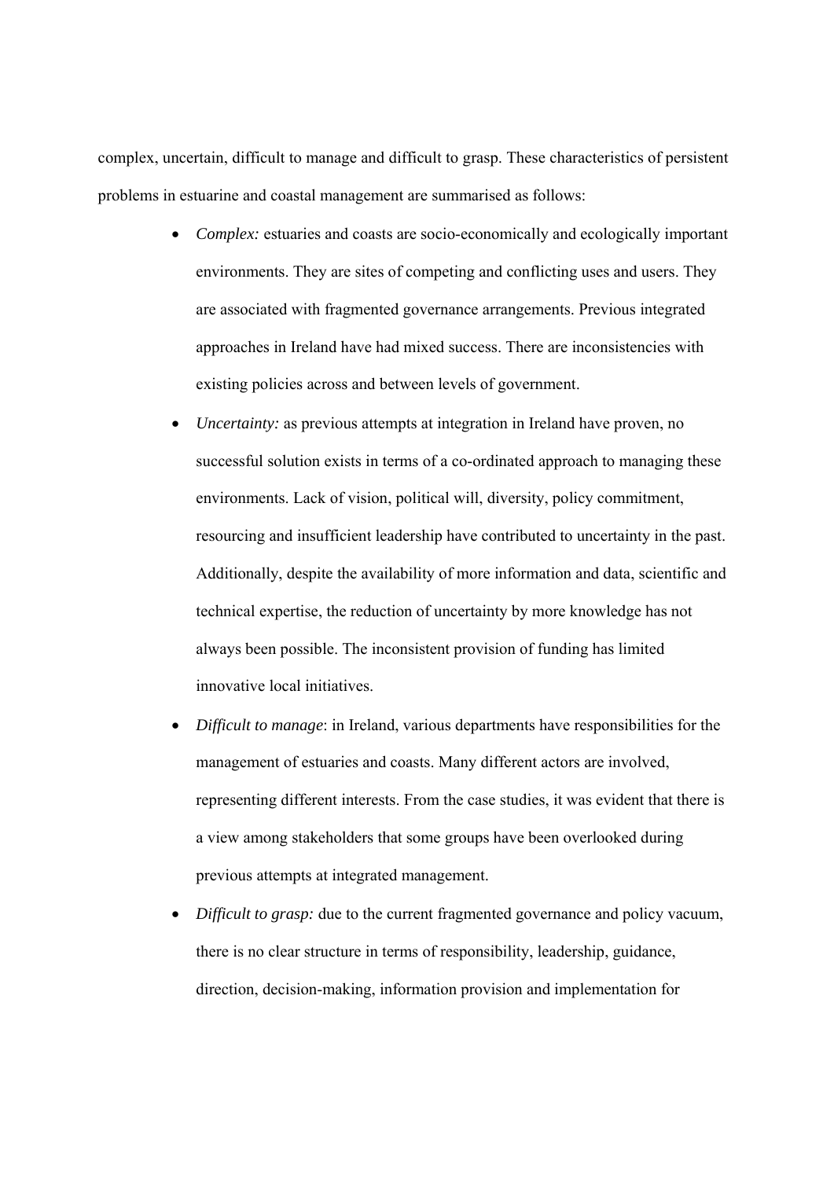complex, uncertain, difficult to manage and difficult to grasp. These characteristics of persistent problems in estuarine and coastal management are summarised as follows:

- *Complex:* estuaries and coasts are socio-economically and ecologically important environments. They are sites of competing and conflicting uses and users. They are associated with fragmented governance arrangements. Previous integrated approaches in Ireland have had mixed success. There are inconsistencies with existing policies across and between levels of government.
- *Uncertainty:* as previous attempts at integration in Ireland have proven, no successful solution exists in terms of a co-ordinated approach to managing these environments. Lack of vision, political will, diversity, policy commitment, resourcing and insufficient leadership have contributed to uncertainty in the past. Additionally, despite the availability of more information and data, scientific and technical expertise, the reduction of uncertainty by more knowledge has not always been possible. The inconsistent provision of funding has limited innovative local initiatives.
- *Difficult to manage*: in Ireland, various departments have responsibilities for the management of estuaries and coasts. Many different actors are involved, representing different interests. From the case studies, it was evident that there is a view among stakeholders that some groups have been overlooked during previous attempts at integrated management.
- *Difficult to grasp:* due to the current fragmented governance and policy vacuum, there is no clear structure in terms of responsibility, leadership, guidance, direction, decision-making, information provision and implementation for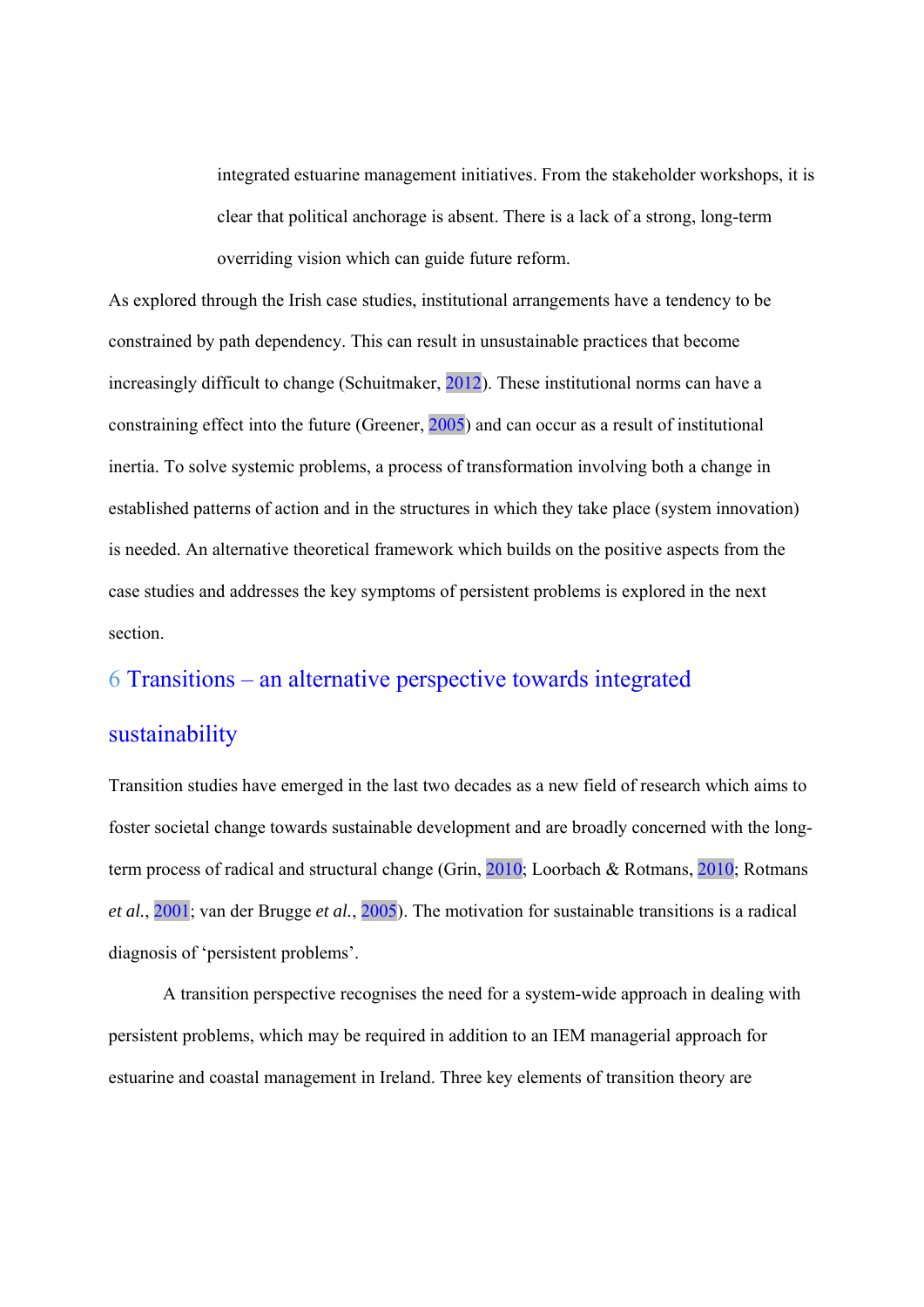integrated estuarine management initiatives. From the stakeholder workshops, it is clear that political anchorage is absent. There is a lack of a strong, long-term overriding vision which can guide future reform.

As explored through the Irish case studies, institutional arrangements have a tendency to be constrained by path dependency. This can result in unsustainable practices that become increasingly difficult to change (Schuitmaker, 2012). These institutional norms can have a constraining effect into the future (Greener, 2005) and can occur as a result of institutional inertia. To solve systemic problems, a process of transformation involving both a change in established patterns of action and in the structures in which they take place (system innovation) is needed. An alternative theoretical framework which builds on the positive aspects from the case studies and addresses the key symptoms of persistent problems is explored in the next section.

## 6 Transitions – an alternative perspective towards integrated sustainability

Transition studies have emerged in the last two decades as a new field of research which aims to foster societal change towards sustainable development and are broadly concerned with the long-term process of radical and structural change (Grin, 2010; Loorbach & Rotmans, 2010; Rotmans *et al.*, 2001; van der Brugge *et al.*, 2005). The motivation for sustainable transitions is a radical diagnosis of 'persistent problems'.

A transition perspective recognises the need for a system-wide approach in dealing with persistent problems, which may be required in addition to an IEM managerial approach for estuarine and coastal management in Ireland. Three key elements of transition theory are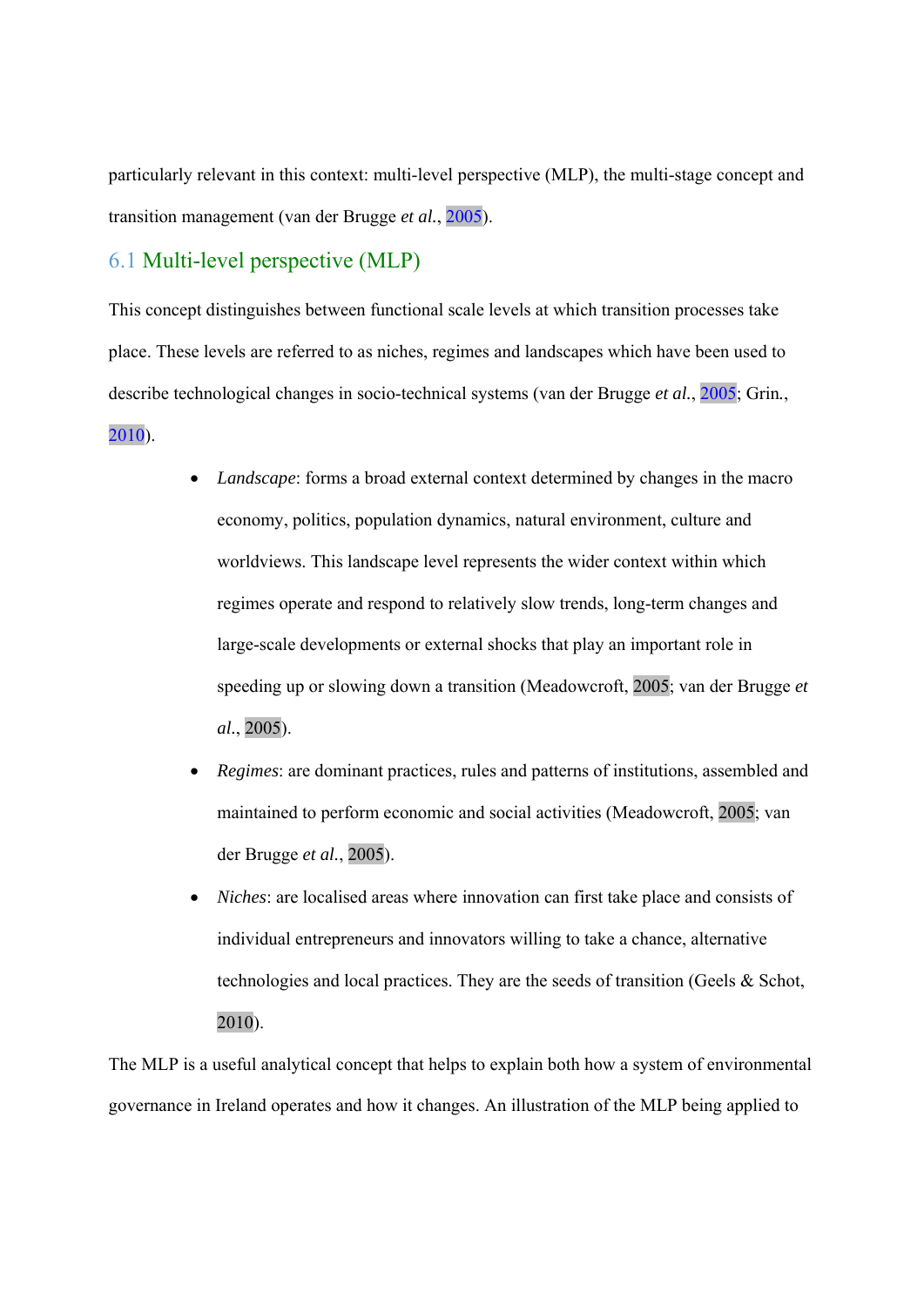particularly relevant in this context: multi-level perspective (MLP), the multi-stage concept and transition management (van der Brugge *et al.*, 2005).

## 6.1 Multi-level perspective (MLP)

This concept distinguishes between functional scale levels at which transition processes take place. These levels are referred to as niches, regimes and landscapes which have been used to describe technological changes in socio-technical systems (van der Brugge *et al.*, 2005; Grin., 2010).

- *Landscape*: forms a broad external context determined by changes in the macro economy, politics, population dynamics, natural environment, culture and worldviews. This landscape level represents the wider context within which regimes operate and respond to relatively slow trends, long-term changes and large-scale developments or external shocks that play an important role in speeding up or slowing down a transition (Meadowcroft, 2005; van der Brugge *et al.*, 2005).
- *Regimes*: are dominant practices, rules and patterns of institutions, assembled and maintained to perform economic and social activities (Meadowcroft, 2005; van der Brugge *et al.*, 2005).
- *Niches*: are localised areas where innovation can first take place and consists of individual entrepreneurs and innovators willing to take a chance, alternative technologies and local practices. They are the seeds of transition (Geels & Schot, 2010).

The MLP is a useful analytical concept that helps to explain both how a system of environmental governance in Ireland operates and how it changes. An illustration of the MLP being applied to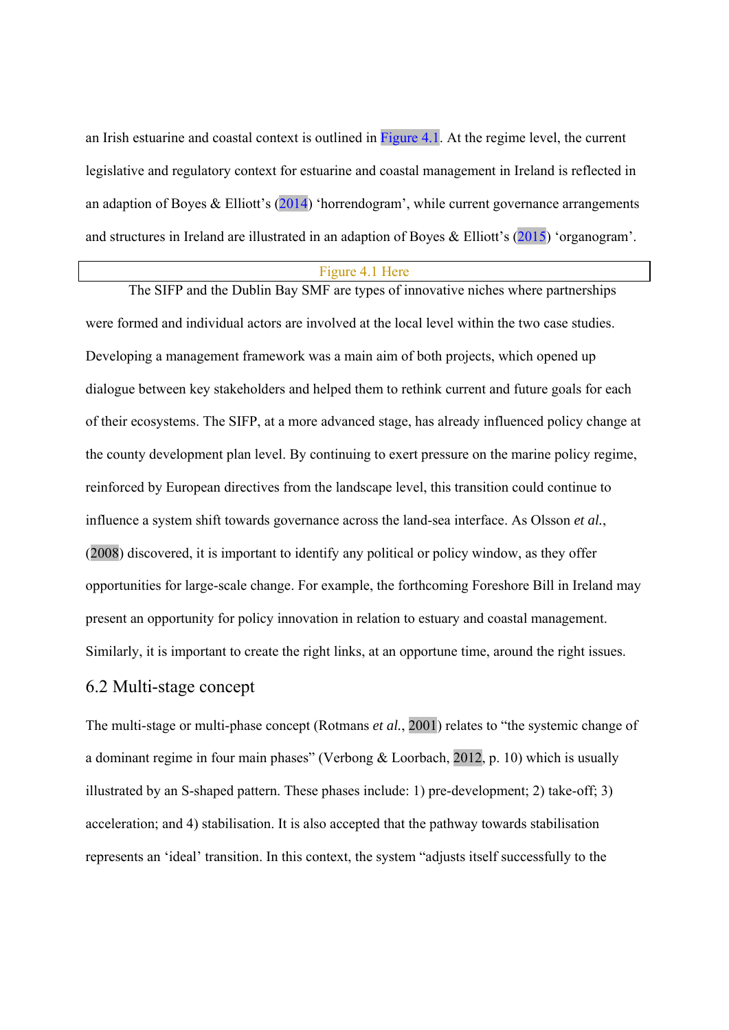an Irish estuarine and coastal context is outlined in Figure 4.1. At the regime level, the current legislative and regulatory context for estuarine and coastal management in Ireland is reflected in an adaption of Boyes & Elliott's (2014) 'horrendogram', while current governance arrangements and structures in Ireland are illustrated in an adaption of Boyes & Elliott's (2015) 'organogram'.

Figure 4.1 Here

The SIFP and the Dublin Bay SMF are types of innovative niches where partnerships were formed and individual actors are involved at the local level within the two case studies. Developing a management framework was a main aim of both projects, which opened up dialogue between key stakeholders and helped them to rethink current and future goals for each of their ecosystems. The SIFP, at a more advanced stage, has already influenced policy change at the county development plan level. By continuing to exert pressure on the marine policy regime, reinforced by European directives from the landscape level, this transition could continue to influence a system shift towards governance across the land-sea interface. As Olsson *et al.*, (2008) discovered, it is important to identify any political or policy window, as they offer opportunities for large-scale change. For example, the forthcoming Foreshore Bill in Ireland may present an opportunity for policy innovation in relation to estuary and coastal management. Similarly, it is important to create the right links, at an opportune time, around the right issues.

## 6.2 Multi-stage concept

The multi-stage or multi-phase concept (Rotmans *et al.*, 2001) relates to "the systemic change of a dominant regime in four main phases" (Verbong & Loorbach, 2012, p. 10) which is usually illustrated by an S-shaped pattern. These phases include: 1) pre-development; 2) take-off; 3) acceleration; and 4) stabilisation. It is also accepted that the pathway towards stabilisation represents an 'ideal' transition. In this context, the system "adjusts itself successfully to the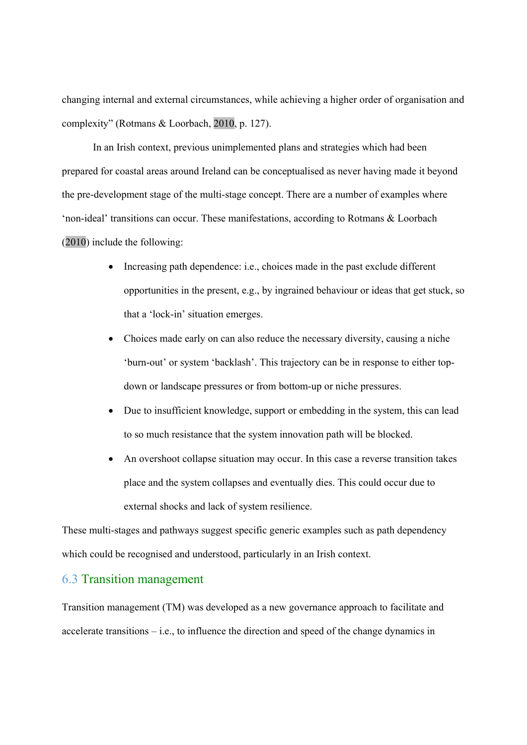changing internal and external circumstances, while achieving a higher order of organisation and complexity" (Rotmans & Loorbach, 2010, p. 127).

In an Irish context, previous unimplemented plans and strategies which had been prepared for coastal areas around Ireland can be conceptualised as never having made it beyond the pre-development stage of the multi-stage concept. There are a number of examples where 'non-ideal' transitions can occur. These manifestations, according to Rotmans & Loorbach (2010) include the following:

- Increasing path dependence: i.e., choices made in the past exclude different opportunities in the present, e.g., by ingrained behaviour or ideas that get stuck, so that a 'lock-in' situation emerges.
- Choices made early on can also reduce the necessary diversity, causing a niche 'burn-out' or system 'backlash'. This trajectory can be in response to either top-down or landscape pressures or from bottom-up or niche pressures.
- Due to insufficient knowledge, support or embedding in the system, this can lead to so much resistance that the system innovation path will be blocked.
- An overshoot collapse situation may occur. In this case a reverse transition takes place and the system collapses and eventually dies. This could occur due to external shocks and lack of system resilience.

These multi-stages and pathways suggest specific generic examples such as path dependency which could be recognised and understood, particularly in an Irish context.

## 6.3 Transition management

Transition management (TM) was developed as a new governance approach to facilitate and accelerate transitions – i.e., to influence the direction and speed of the change dynamics in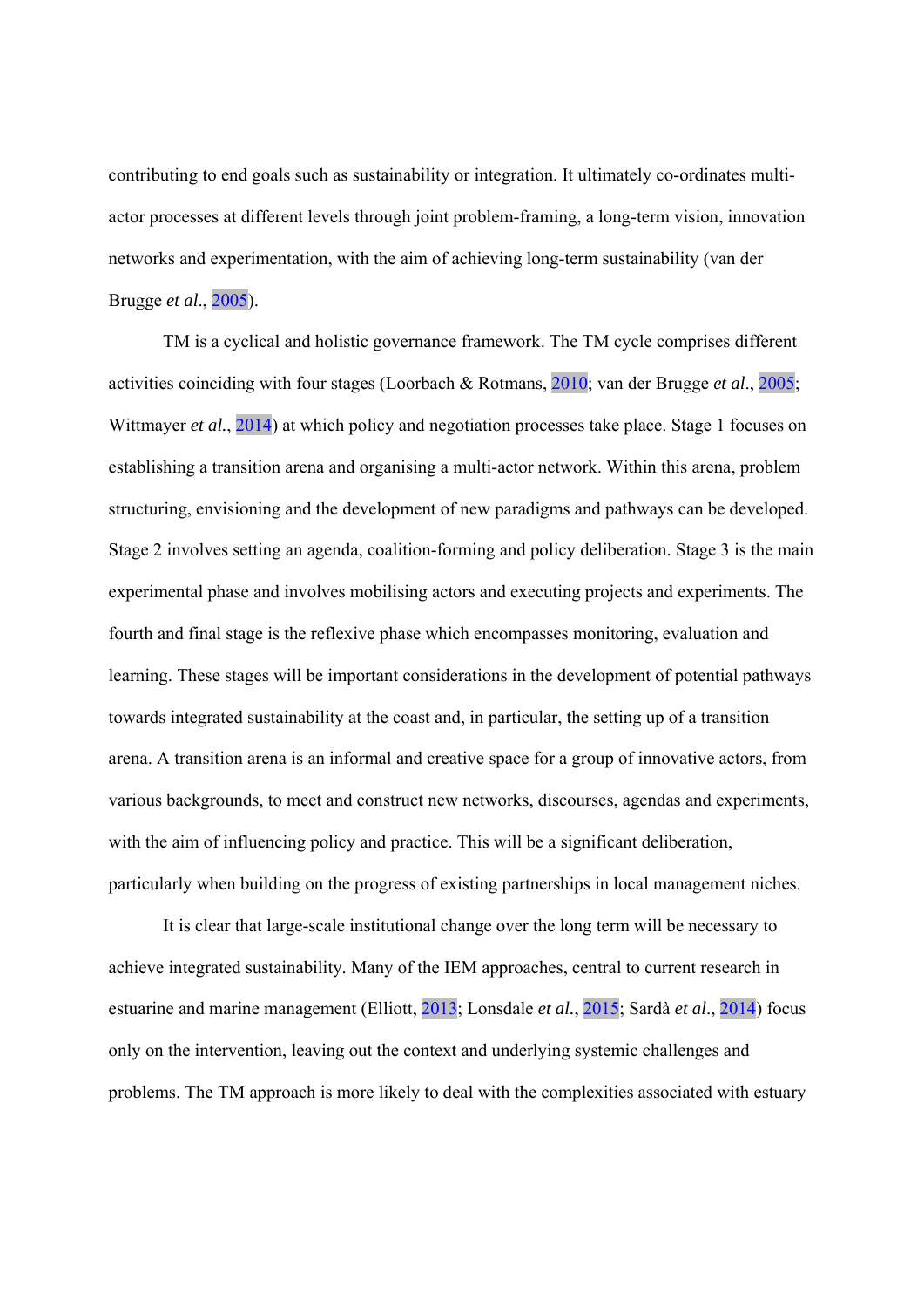contributing to end goals such as sustainability or integration. It ultimately co-ordinates multi-actor processes at different levels through joint problem-framing, a long-term vision, innovation networks and experimentation, with the aim of achieving long-term sustainability (van der Brugge *et al*., 2005).

TM is a cyclical and holistic governance framework. The TM cycle comprises different activities coinciding with four stages (Loorbach & Rotmans, 2010; van der Brugge *et al*., 2005; Wittmayer *et al*., 2014) at which policy and negotiation processes take place. Stage 1 focuses on establishing a transition arena and organising a multi-actor network. Within this arena, problem structuring, envisioning and the development of new paradigms and pathways can be developed. Stage 2 involves setting an agenda, coalition-forming and policy deliberation. Stage 3 is the main experimental phase and involves mobilising actors and executing projects and experiments. The fourth and final stage is the reflexive phase which encompasses monitoring, evaluation and learning. These stages will be important considerations in the development of potential pathways towards integrated sustainability at the coast and, in particular, the setting up of a transition arena. A transition arena is an informal and creative space for a group of innovative actors, from various backgrounds, to meet and construct new networks, discourses, agendas and experiments, with the aim of influencing policy and practice. This will be a significant deliberation, particularly when building on the progress of existing partnerships in local management niches.

It is clear that large-scale institutional change over the long term will be necessary to achieve integrated sustainability. Many of the IEM approaches, central to current research in estuarine and marine management (Elliott, 2013; Lonsdale *et al*., 2015; Sardà *et al*., 2014) focus only on the intervention, leaving out the context and underlying systemic challenges and problems. The TM approach is more likely to deal with the complexities associated with estuary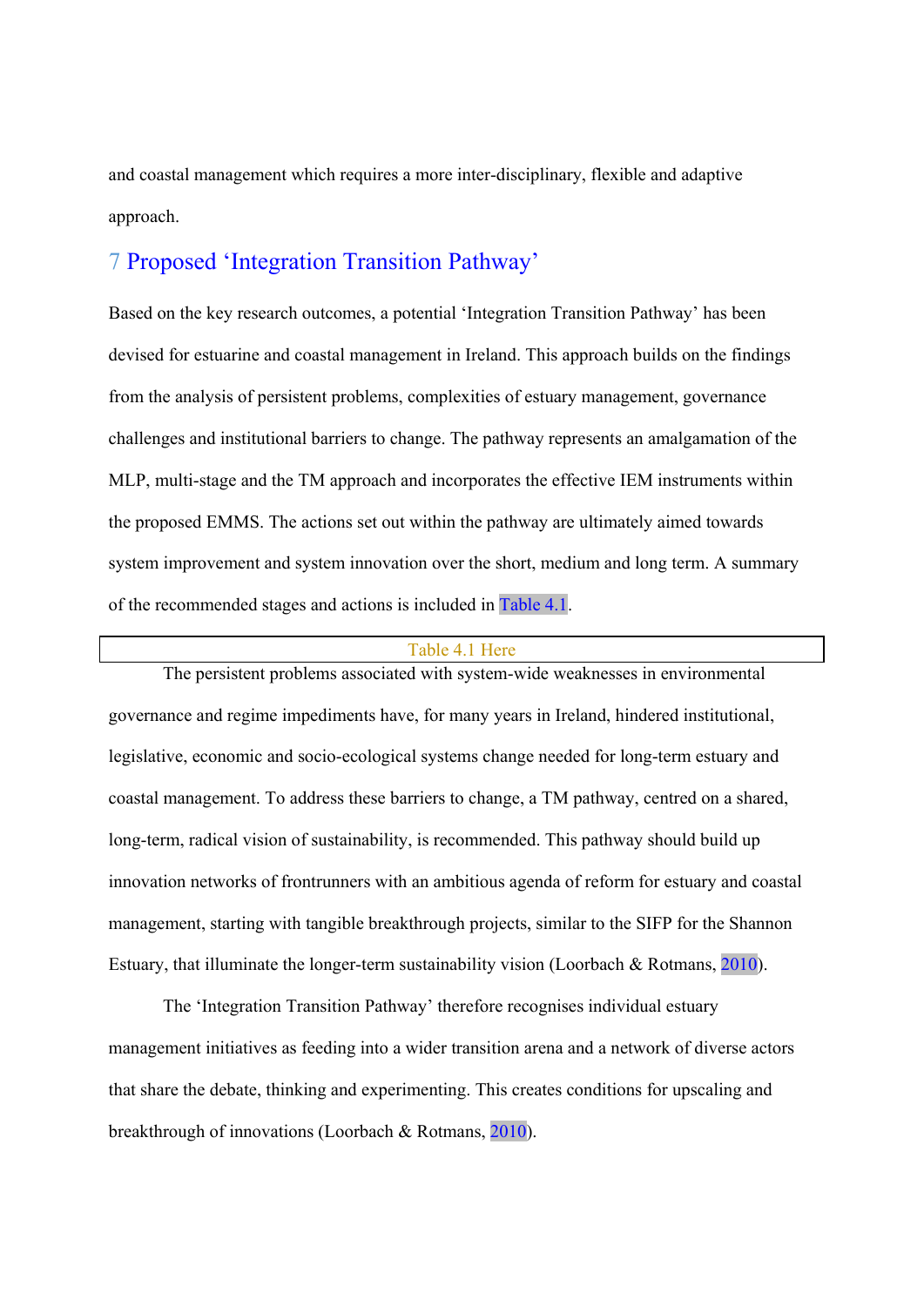and coastal management which requires a more inter-disciplinary, flexible and adaptive approach.

# 7 Proposed 'Integration Transition Pathway'

Based on the key research outcomes, a potential 'Integration Transition Pathway' has been devised for estuarine and coastal management in Ireland. This approach builds on the findings from the analysis of persistent problems, complexities of estuary management, governance challenges and institutional barriers to change. The pathway represents an amalgamation of the MLP, multi-stage and the TM approach and incorporates the effective IEM instruments within the proposed EMMS. The actions set out within the pathway are ultimately aimed towards system improvement and system innovation over the short, medium and long term. A summary of the recommended stages and actions is included in Table 4.1.

Table 4.1 Here

The persistent problems associated with system-wide weaknesses in environmental governance and regime impediments have, for many years in Ireland, hindered institutional, legislative, economic and socio-ecological systems change needed for long-term estuary and coastal management. To address these barriers to change, a TM pathway, centred on a shared, long-term, radical vision of sustainability, is recommended. This pathway should build up innovation networks of frontrunners with an ambitious agenda of reform for estuary and coastal management, starting with tangible breakthrough projects, similar to the SIFP for the Shannon Estuary, that illuminate the longer-term sustainability vision (Loorbach & Rotmans, 2010).

The 'Integration Transition Pathway' therefore recognises individual estuary management initiatives as feeding into a wider transition arena and a network of diverse actors that share the debate, thinking and experimenting. This creates conditions for upscaling and breakthrough of innovations (Loorbach & Rotmans, 2010).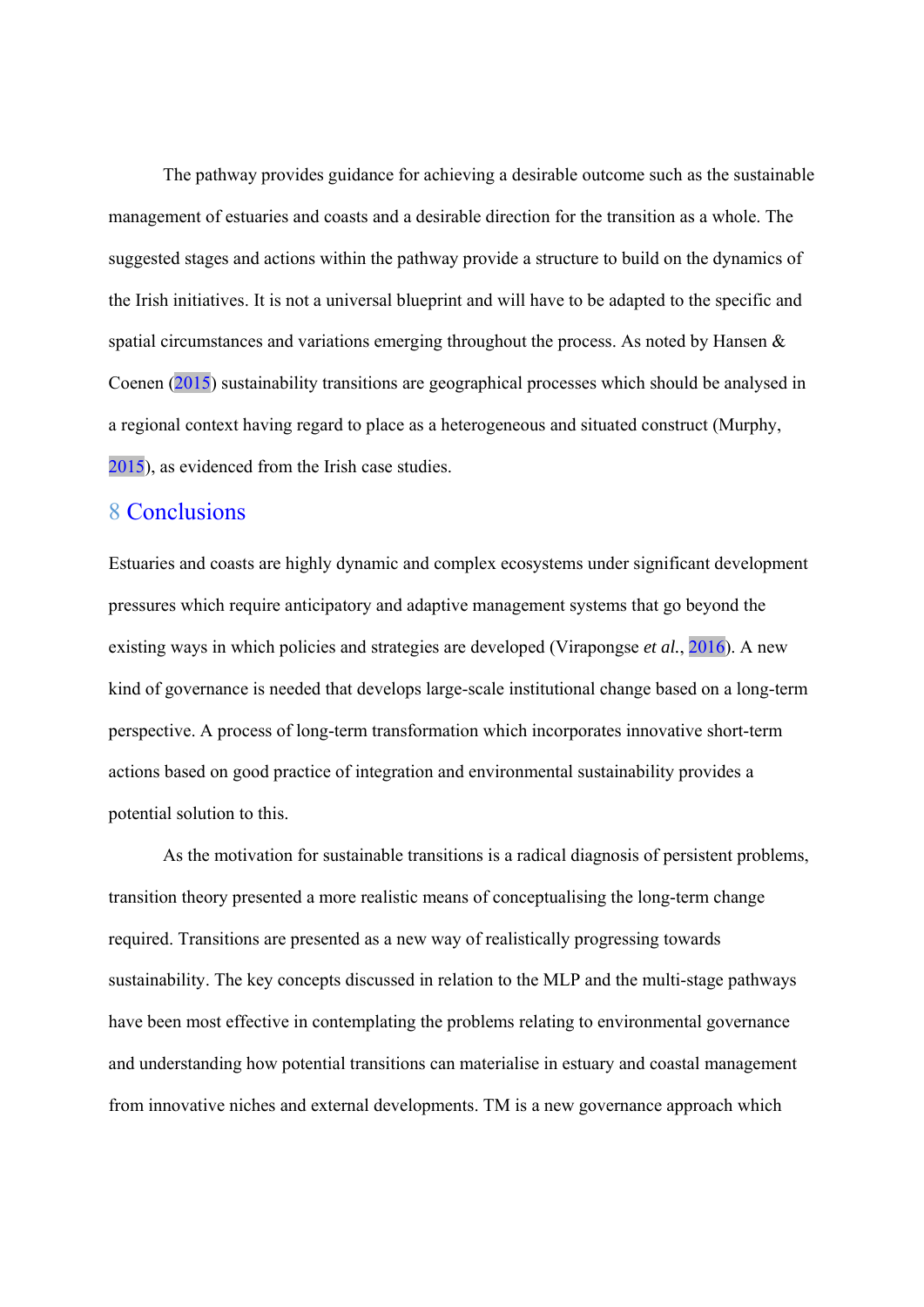The pathway provides guidance for achieving a desirable outcome such as the sustainable management of estuaries and coasts and a desirable direction for the transition as a whole. The suggested stages and actions within the pathway provide a structure to build on the dynamics of the Irish initiatives. It is not a universal blueprint and will have to be adapted to the specific and spatial circumstances and variations emerging throughout the process. As noted by Hansen & Coenen (2015) sustainability transitions are geographical processes which should be analysed in a regional context having regard to place as a heterogeneous and situated construct (Murphy, 2015), as evidenced from the Irish case studies.

## 8 Conclusions

Estuaries and coasts are highly dynamic and complex ecosystems under significant development pressures which require anticipatory and adaptive management systems that go beyond the existing ways in which policies and strategies are developed (Virapongse *et al.*, 2016). A new kind of governance is needed that develops large-scale institutional change based on a long-term perspective. A process of long-term transformation which incorporates innovative short-term actions based on good practice of integration and environmental sustainability provides a potential solution to this.

As the motivation for sustainable transitions is a radical diagnosis of persistent problems, transition theory presented a more realistic means of conceptualising the long-term change required. Transitions are presented as a new way of realistically progressing towards sustainability. The key concepts discussed in relation to the MLP and the multi-stage pathways have been most effective in contemplating the problems relating to environmental governance and understanding how potential transitions can materialise in estuary and coastal management from innovative niches and external developments. TM is a new governance approach which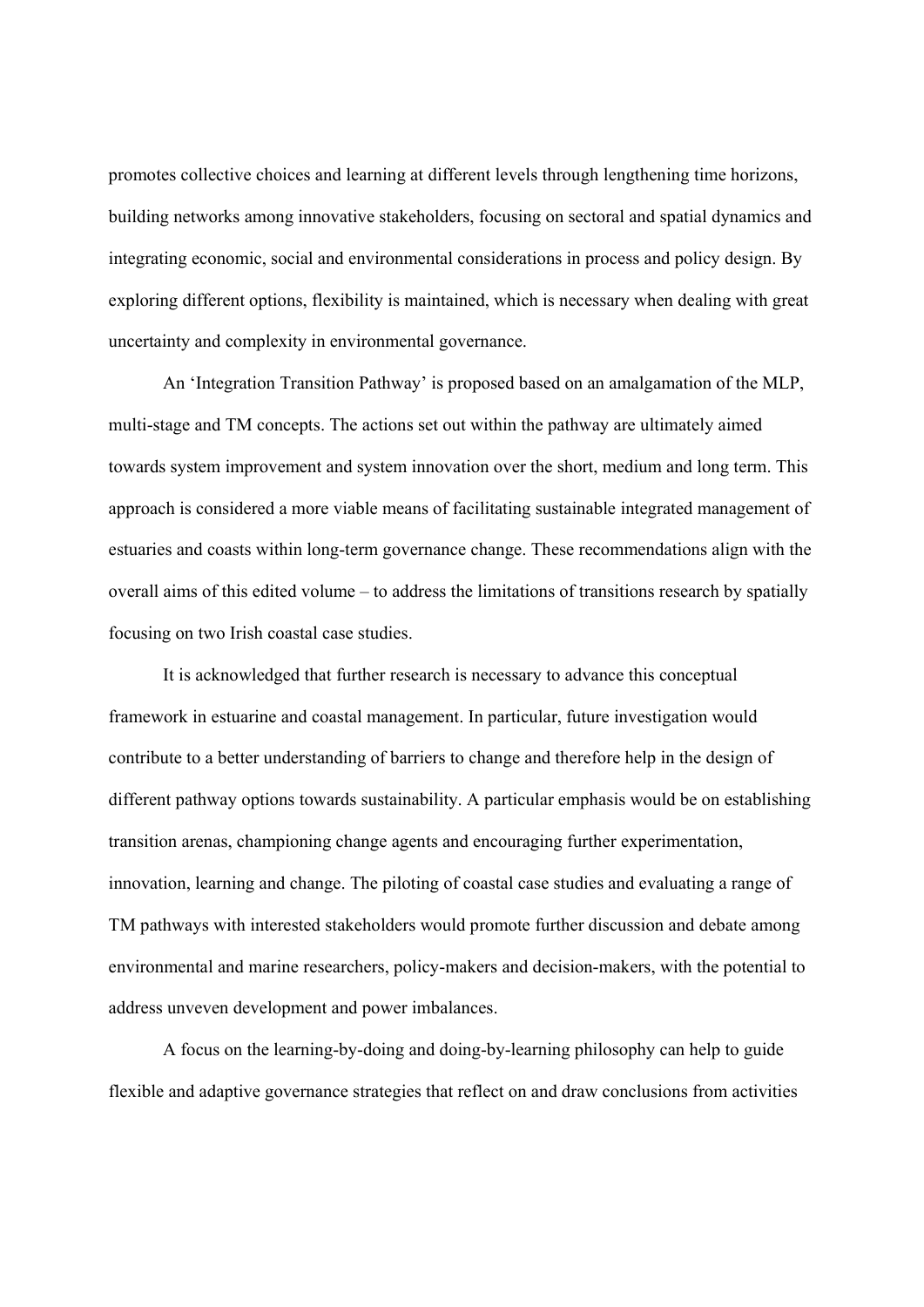promotes collective choices and learning at different levels through lengthening time horizons, building networks among innovative stakeholders, focusing on sectoral and spatial dynamics and integrating economic, social and environmental considerations in process and policy design. By exploring different options, flexibility is maintained, which is necessary when dealing with great uncertainty and complexity in environmental governance.

An 'Integration Transition Pathway' is proposed based on an amalgamation of the MLP, multi-stage and TM concepts. The actions set out within the pathway are ultimately aimed towards system improvement and system innovation over the short, medium and long term. This approach is considered a more viable means of facilitating sustainable integrated management of estuaries and coasts within long-term governance change. These recommendations align with the overall aims of this edited volume – to address the limitations of transitions research by spatially focusing on two Irish coastal case studies.

It is acknowledged that further research is necessary to advance this conceptual framework in estuarine and coastal management. In particular, future investigation would contribute to a better understanding of barriers to change and therefore help in the design of different pathway options towards sustainability. A particular emphasis would be on establishing transition arenas, championing change agents and encouraging further experimentation, innovation, learning and change. The piloting of coastal case studies and evaluating a range of TM pathways with interested stakeholders would promote further discussion and debate among environmental and marine researchers, policy-makers and decision-makers, with the potential to address unveven development and power imbalances.

A focus on the learning-by-doing and doing-by-learning philosophy can help to guide flexible and adaptive governance strategies that reflect on and draw conclusions from activities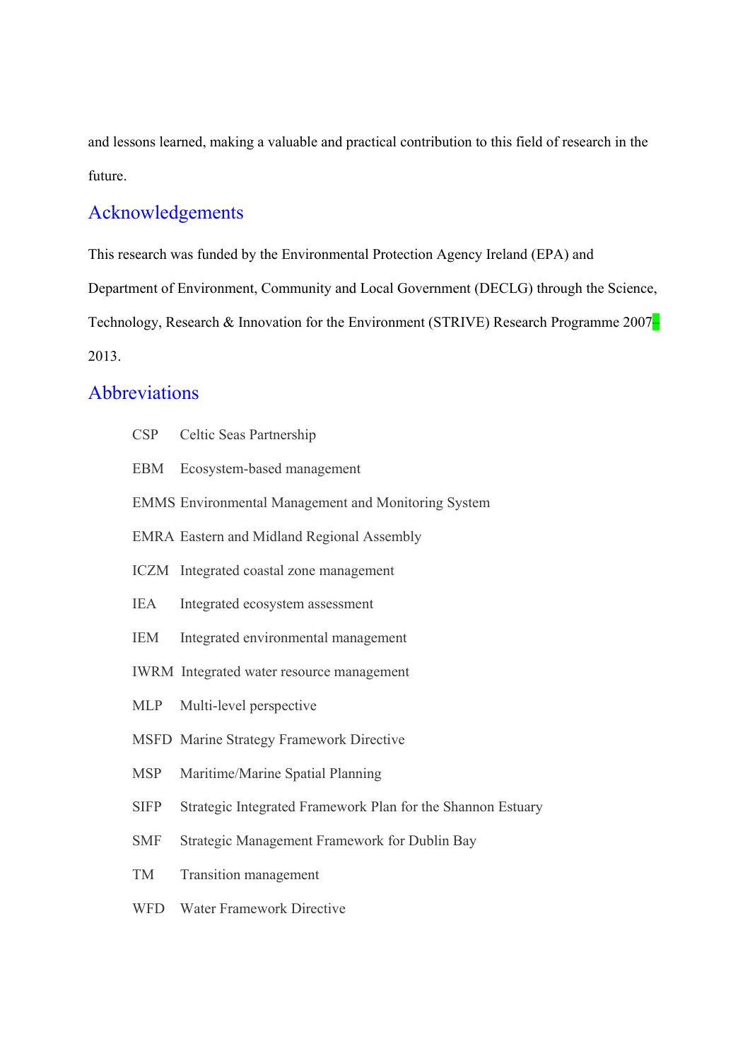and lessons learned, making a valuable and practical contribution to this field of research in the future.

## Acknowledgements

This research was funded by the Environmental Protection Agency Ireland (EPA) and Department of Environment, Community and Local Government (DECLG) through the Science, Technology, Research & Innovation for the Environment (STRIVE) Research Programme 2007–2013.

## Abbreviations

CSP Celtic Seas Partnership

EBM Ecosystem-based management

EMMS Environmental Management and Monitoring System

EMRA Eastern and Midland Regional Assembly

ICZM Integrated coastal zone management

IEA Integrated ecosystem assessment

IEM Integrated environmental management

IWRM Integrated water resource management

MLP Multi-level perspective

MSFD Marine Strategy Framework Directive

MSP Maritime/Marine Spatial Planning

SIFP Strategic Integrated Framework Plan for the Shannon Estuary

SMF Strategic Management Framework for Dublin Bay

TM Transition management

WFD Water Framework Directive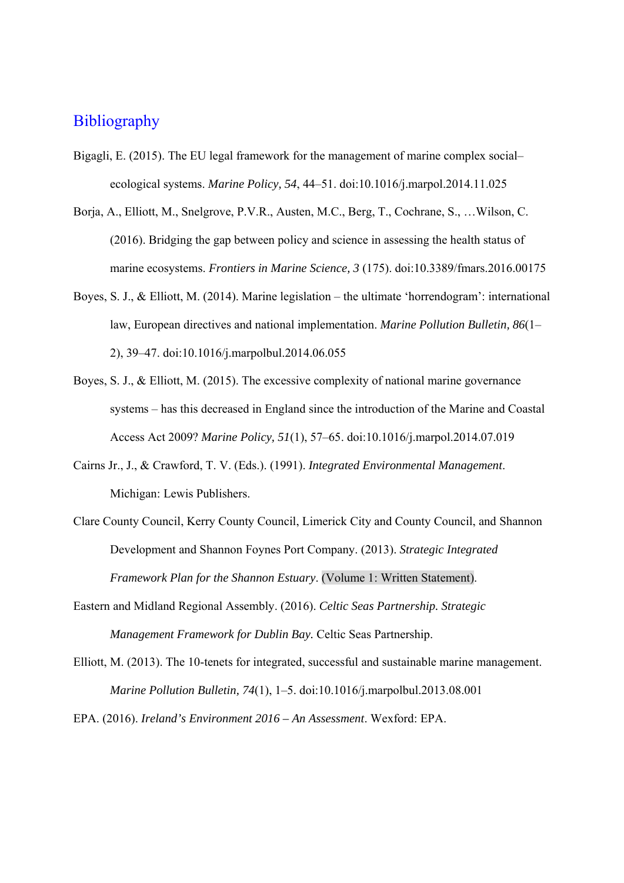## Bibliography

Bigagli, E. (2015). The EU legal framework for the management of marine complex social–ecological systems. *Marine Policy, 54*, 44–51. doi:10.1016/j.marpol.2014.11.025

Borja, A., Elliott, M., Snelgrove, P.V.R., Austen, M.C., Berg, T., Cochrane, S., …Wilson, C. (2016). Bridging the gap between policy and science in assessing the health status of marine ecosystems. *Frontiers in Marine Science, 3* (175). doi:10.3389/fmars.2016.00175

Boyes, S. J., & Elliott, M. (2014). Marine legislation – the ultimate 'horrendogram': international law, European directives and national implementation. *Marine Pollution Bulletin, 86*(1–2), 39–47. doi:10.1016/j.marpolbul.2014.06.055

Boyes, S. J., & Elliott, M. (2015). The excessive complexity of national marine governance systems – has this decreased in England since the introduction of the Marine and Coastal Access Act 2009? *Marine Policy, 51*(1), 57–65. doi:10.1016/j.marpol.2014.07.019

Cairns Jr., J., & Crawford, T. V. (Eds.). (1991). *Integrated Environmental Management*. Michigan: Lewis Publishers.

Clare County Council, Kerry County Council, Limerick City and County Council, and Shannon Development and Shannon Foynes Port Company. (2013). *Strategic Integrated Framework Plan for the Shannon Estuary*. (Volume 1: Written Statement).

Eastern and Midland Regional Assembly. (2016). *Celtic Seas Partnership. Strategic Management Framework for Dublin Bay.* Celtic Seas Partnership.

Elliott, M. (2013). The 10-tenets for integrated, successful and sustainable marine management. *Marine Pollution Bulletin, 74*(1), 1–5. doi:10.1016/j.marpolbul.2013.08.001

EPA. (2016). *Ireland's Environment 2016 – An Assessment*. Wexford: EPA.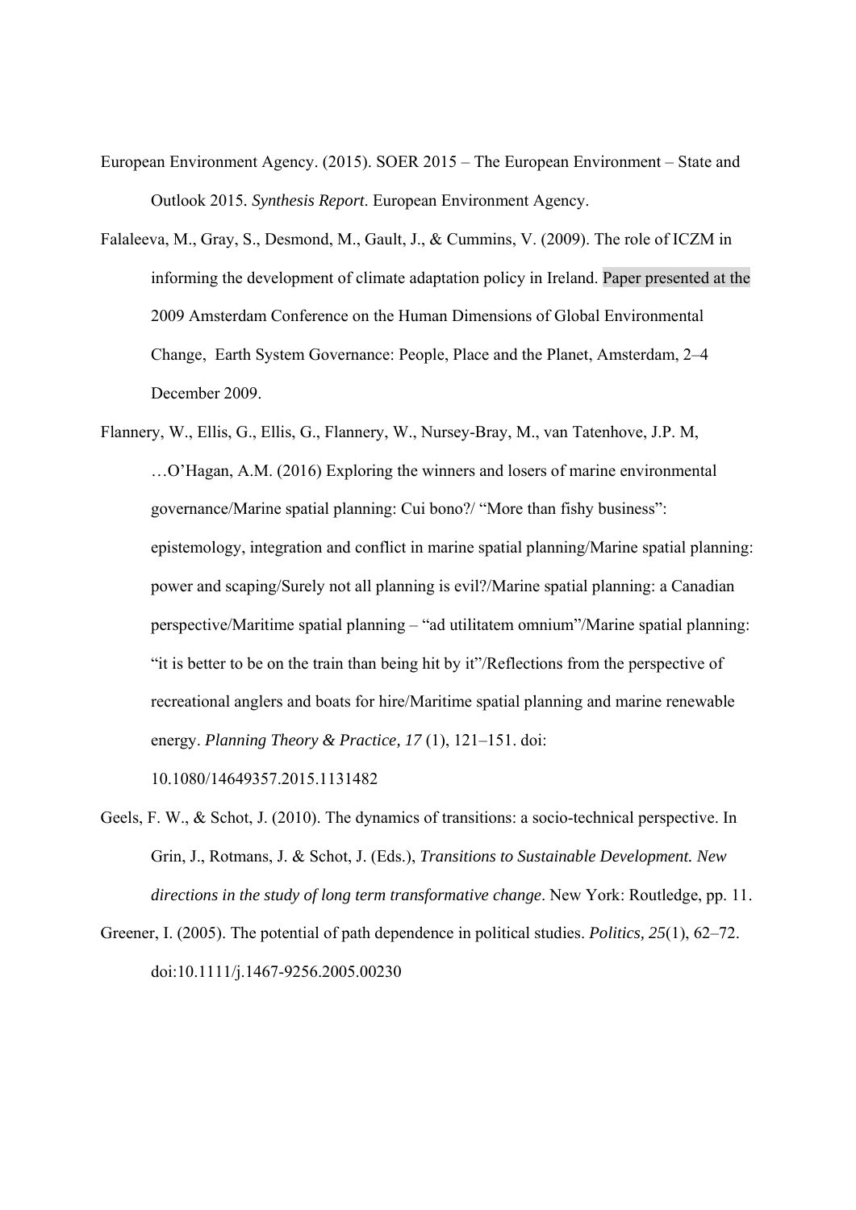European Environment Agency. (2015). SOER 2015 – The European Environment – State and Outlook 2015. *Synthesis Report*. European Environment Agency.

Falaleeva, M., Gray, S., Desmond, M., Gault, J., & Cummins, V. (2009). The role of ICZM in informing the development of climate adaptation policy in Ireland. Paper presented at the 2009 Amsterdam Conference on the Human Dimensions of Global Environmental Change, Earth System Governance: People, Place and the Planet, Amsterdam, 2–4 December 2009.

Flannery, W., Ellis, G., Ellis, G., Flannery, W., Nursey-Bray, M., van Tatenhove, J.P. M, …O'Hagan, A.M. (2016) Exploring the winners and losers of marine environmental governance/Marine spatial planning: Cui bono?/ "More than fishy business": epistemology, integration and conflict in marine spatial planning/Marine spatial planning: power and scaping/Surely not all planning is evil?/Marine spatial planning: a Canadian perspective/Maritime spatial planning – "ad utilitatem omnium"/Marine spatial planning: "it is better to be on the train than being hit by it"/Reflections from the perspective of recreational anglers and boats for hire/Maritime spatial planning and marine renewable energy. *Planning Theory & Practice, 17* (1), 121–151. doi: 10.1080/14649357.2015.1131482

Geels, F. W., & Schot, J. (2010). The dynamics of transitions: a socio-technical perspective. In Grin, J., Rotmans, J. & Schot, J. (Eds.), *Transitions to Sustainable Development. New directions in the study of long term transformative change*. New York: Routledge, pp. 11.

Greener, I. (2005). The potential of path dependence in political studies. *Politics, 25*(1), 62–72. doi:10.1111/j.1467-9256.2005.00230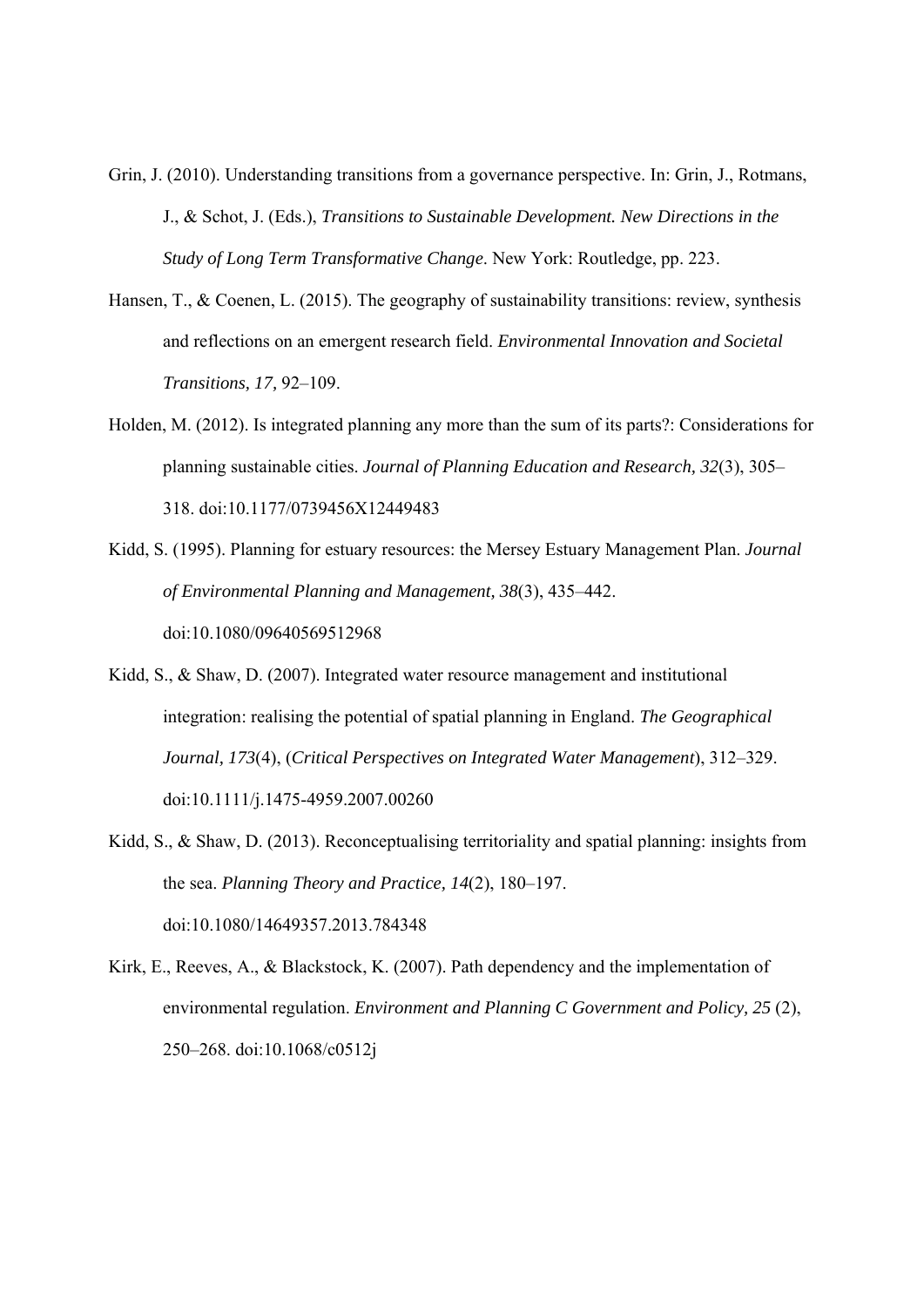Grin, J. (2010). Understanding transitions from a governance perspective. In: Grin, J., Rotmans, J., & Schot, J. (Eds.), *Transitions to Sustainable Development. New Directions in the Study of Long Term Transformative Change*. New York: Routledge, pp. 223.

Hansen, T., & Coenen, L. (2015). The geography of sustainability transitions: review, synthesis and reflections on an emergent research field. *Environmental Innovation and Societal Transitions, 17,* 92–109.

Holden, M. (2012). Is integrated planning any more than the sum of its parts?: Considerations for planning sustainable cities. *Journal of Planning Education and Research, 32*(3), 305–318. doi:10.1177/0739456X12449483

Kidd, S. (1995). Planning for estuary resources: the Mersey Estuary Management Plan. *Journal of Environmental Planning and Management, 38*(3), 435–442. doi:10.1080/09640569512968

Kidd, S., & Shaw, D. (2007). Integrated water resource management and institutional integration: realising the potential of spatial planning in England. *The Geographical Journal, 173*(4), (*Critical Perspectives on Integrated Water Management*), 312–329. doi:10.1111/j.1475-4959.2007.00260

Kidd, S., & Shaw, D. (2013). Reconceptualising territoriality and spatial planning: insights from the sea. *Planning Theory and Practice, 14*(2), 180–197. doi:10.1080/14649357.2013.784348

Kirk, E., Reeves, A., & Blackstock, K. (2007). Path dependency and the implementation of environmental regulation. *Environment and Planning C Government and Policy, 25* (2), 250–268. doi:10.1068/c0512j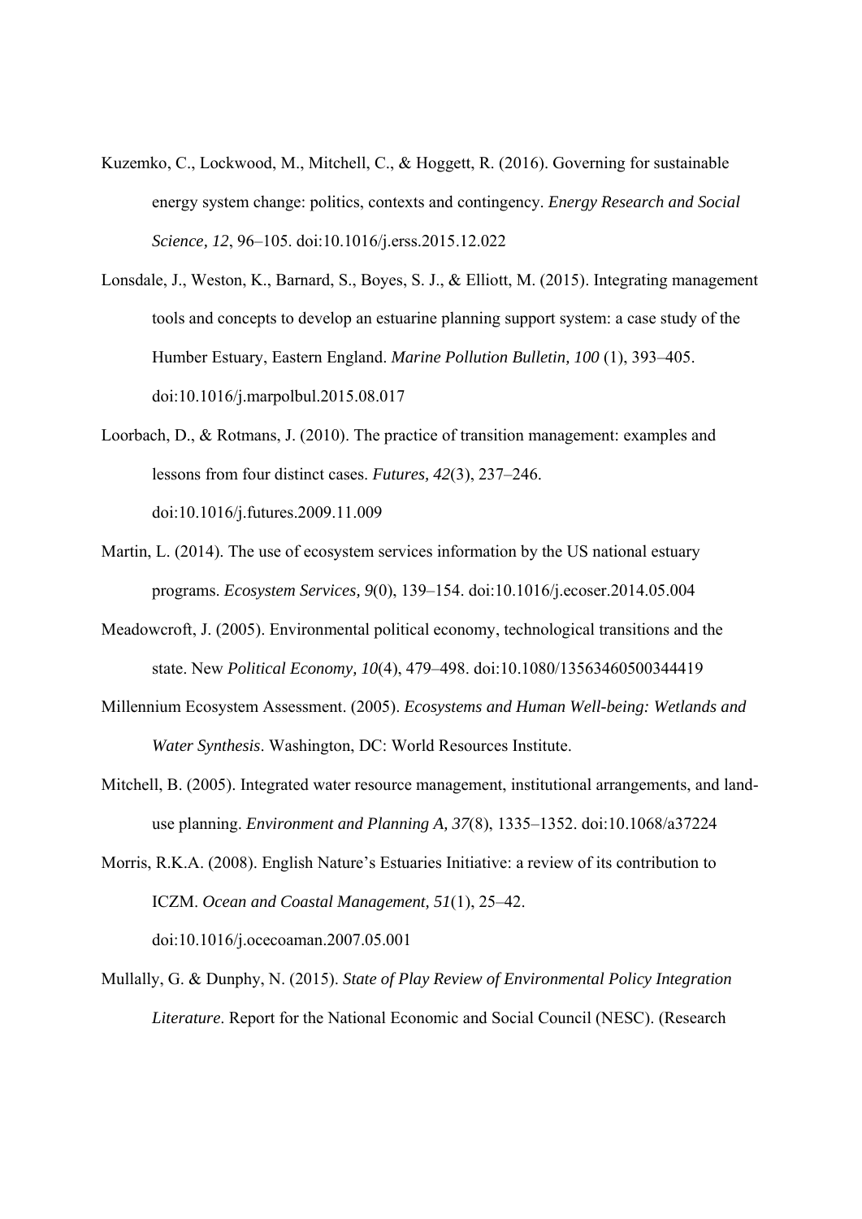Kuzemko, C., Lockwood, M., Mitchell, C., & Hoggett, R. (2016). Governing for sustainable energy system change: politics, contexts and contingency. *Energy Research and Social Science, 12*, 96–105. doi:10.1016/j.erss.2015.12.022

Lonsdale, J., Weston, K., Barnard, S., Boyes, S. J., & Elliott, M. (2015). Integrating management tools and concepts to develop an estuarine planning support system: a case study of the Humber Estuary, Eastern England. *Marine Pollution Bulletin, 100* (1), 393–405. doi:10.1016/j.marpolbul.2015.08.017

Loorbach, D., & Rotmans, J. (2010). The practice of transition management: examples and lessons from four distinct cases. *Futures, 42*(3), 237–246. doi:10.1016/j.futures.2009.11.009

Martin, L. (2014). The use of ecosystem services information by the US national estuary programs. *Ecosystem Services, 9*(0), 139–154. doi:10.1016/j.ecoser.2014.05.004

Meadowcroft, J. (2005). Environmental political economy, technological transitions and the state. New *Political Economy, 10*(4), 479–498. doi:10.1080/13563460500344419

Millennium Ecosystem Assessment. (2005). *Ecosystems and Human Well-being: Wetlands and Water Synthesis*. Washington, DC: World Resources Institute.

Mitchell, B. (2005). Integrated water resource management, institutional arrangements, and land-use planning. *Environment and Planning A, 37*(8), 1335–1352. doi:10.1068/a37224

Morris, R.K.A. (2008). English Nature's Estuaries Initiative: a review of its contribution to ICZM. *Ocean and Coastal Management, 51*(1), 25–42. doi:10.1016/j.ocecoaman.2007.05.001

Mullally, G. & Dunphy, N. (2015). *State of Play Review of Environmental Policy Integration Literature*. Report for the National Economic and Social Council (NESC). (Research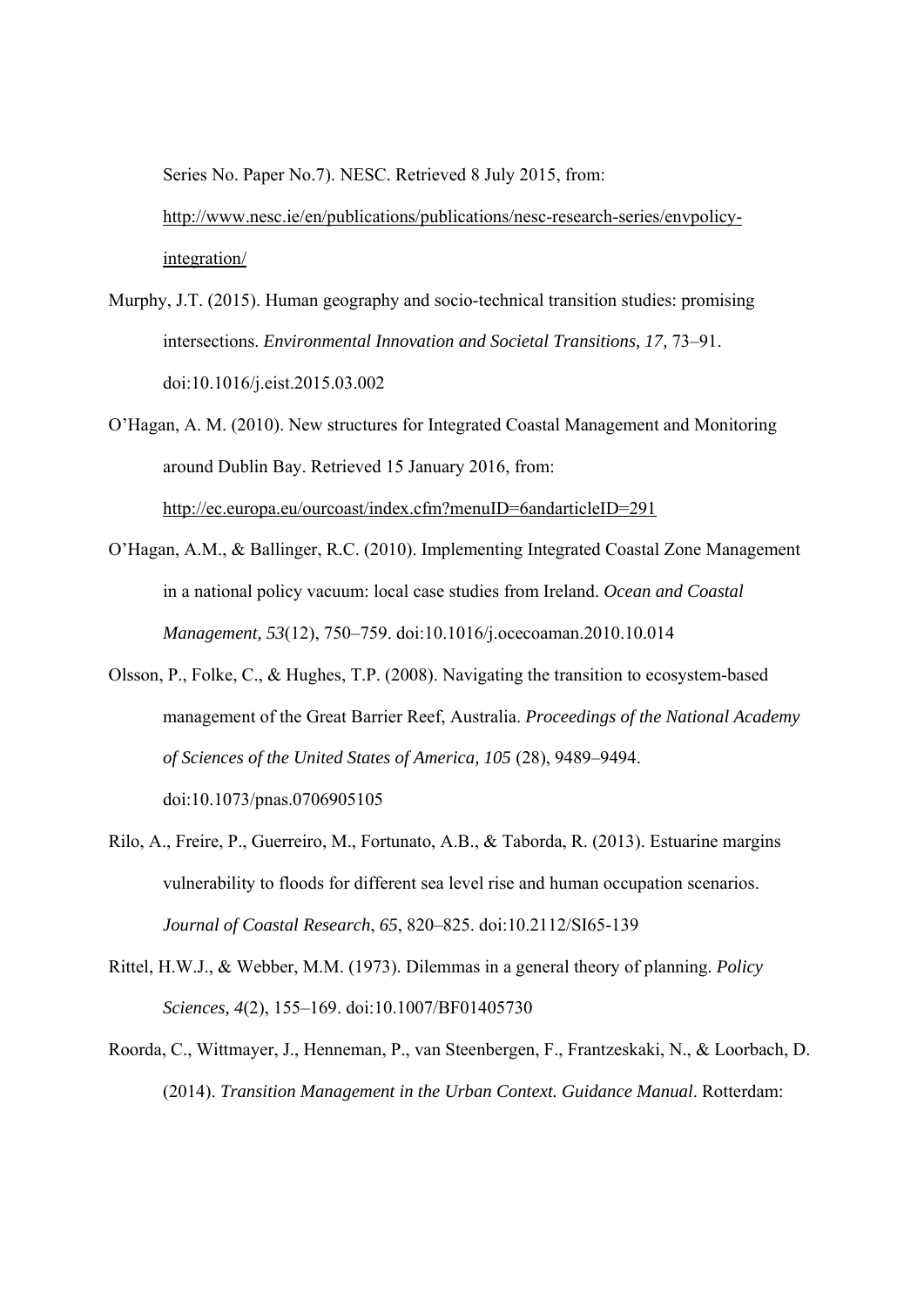Series No. Paper No.7). NESC. Retrieved 8 July 2015, from: http://www.nesc.ie/en/publications/publications/nesc-research-series/envpolicy-integration/

Murphy, J.T. (2015). Human geography and socio-technical transition studies: promising intersections. *Environmental Innovation and Societal Transitions, 17,* 73–91. doi:10.1016/j.eist.2015.03.002

O'Hagan, A. M. (2010). New structures for Integrated Coastal Management and Monitoring around Dublin Bay. Retrieved 15 January 2016, from: http://ec.europa.eu/ourcoast/index.cfm?menuID=6andarticleID=291

O'Hagan, A.M., & Ballinger, R.C. (2010). Implementing Integrated Coastal Zone Management in a national policy vacuum: local case studies from Ireland. *Ocean and Coastal Management, 53*(12), 750–759. doi:10.1016/j.ocecoaman.2010.10.014

Olsson, P., Folke, C., & Hughes, T.P. (2008). Navigating the transition to ecosystem-based management of the Great Barrier Reef, Australia. *Proceedings of the National Academy of Sciences of the United States of America, 105* (28), 9489–9494. doi:10.1073/pnas.0706905105

Rilo, A., Freire, P., Guerreiro, M., Fortunato, A.B., & Taborda, R. (2013). Estuarine margins vulnerability to floods for different sea level rise and human occupation scenarios. *Journal of Coastal Research*, *65*, 820–825. doi:10.2112/SI65-139

Rittel, H.W.J., & Webber, M.M. (1973). Dilemmas in a general theory of planning. *Policy Sciences, 4*(2), 155–169. doi:10.1007/BF01405730

Roorda, C., Wittmayer, J., Henneman, P., van Steenbergen, F., Frantzeskaki, N., & Loorbach, D. (2014). *Transition Management in the Urban Context. Guidance Manual*. Rotterdam: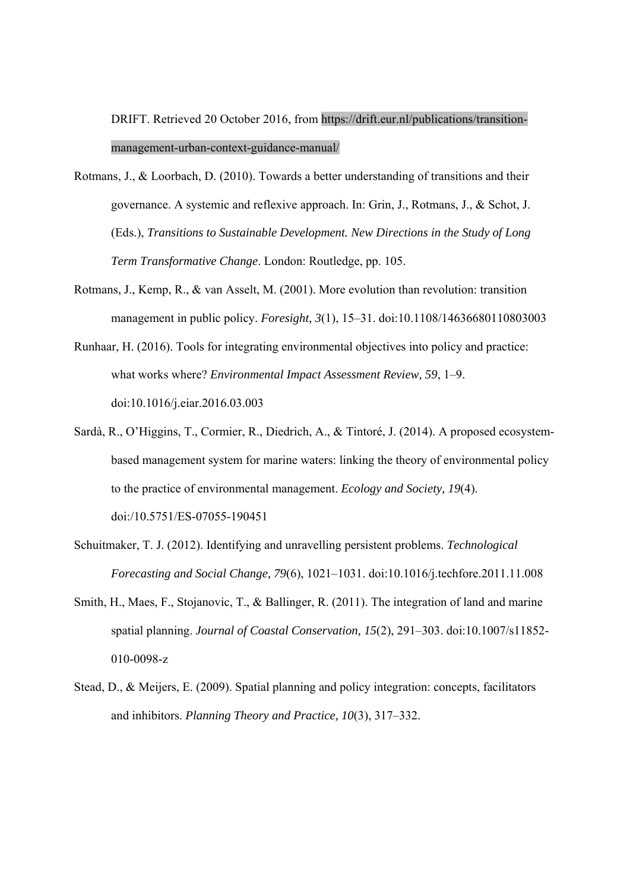DRIFT. Retrieved 20 October 2016, from https://drift.eur.nl/publications/transition-management-urban-context-guidance-manual/

Rotmans, J., & Loorbach, D. (2010). Towards a better understanding of transitions and their governance. A systemic and reflexive approach. In: Grin, J., Rotmans, J., & Schot, J. (Eds.), *Transitions to Sustainable Development. New Directions in the Study of Long Term Transformative Change*. London: Routledge, pp. 105.

Rotmans, J., Kemp, R., & van Asselt, M. (2001). More evolution than revolution: transition management in public policy. *Foresight, 3*(1), 15–31. doi:10.1108/14636680110803003

Runhaar, H. (2016). Tools for integrating environmental objectives into policy and practice: what works where? *Environmental Impact Assessment Review, 59*, 1–9. doi:10.1016/j.eiar.2016.03.003

Sardà, R., O'Higgins, T., Cormier, R., Diedrich, A., & Tintoré, J. (2014). A proposed ecosystem-based management system for marine waters: linking the theory of environmental policy to the practice of environmental management. *Ecology and Society, 19*(4). doi:/10.5751/ES-07055-190451

Schuitmaker, T. J. (2012). Identifying and unravelling persistent problems. *Technological Forecasting and Social Change, 79*(6), 1021–1031. doi:10.1016/j.techfore.2011.11.008

Smith, H., Maes, F., Stojanovic, T., & Ballinger, R. (2011). The integration of land and marine spatial planning. *Journal of Coastal Conservation, 15*(2), 291–303. doi:10.1007/s11852-010-0098-z

Stead, D., & Meijers, E. (2009). Spatial planning and policy integration: concepts, facilitators and inhibitors. *Planning Theory and Practice, 10*(3), 317–332.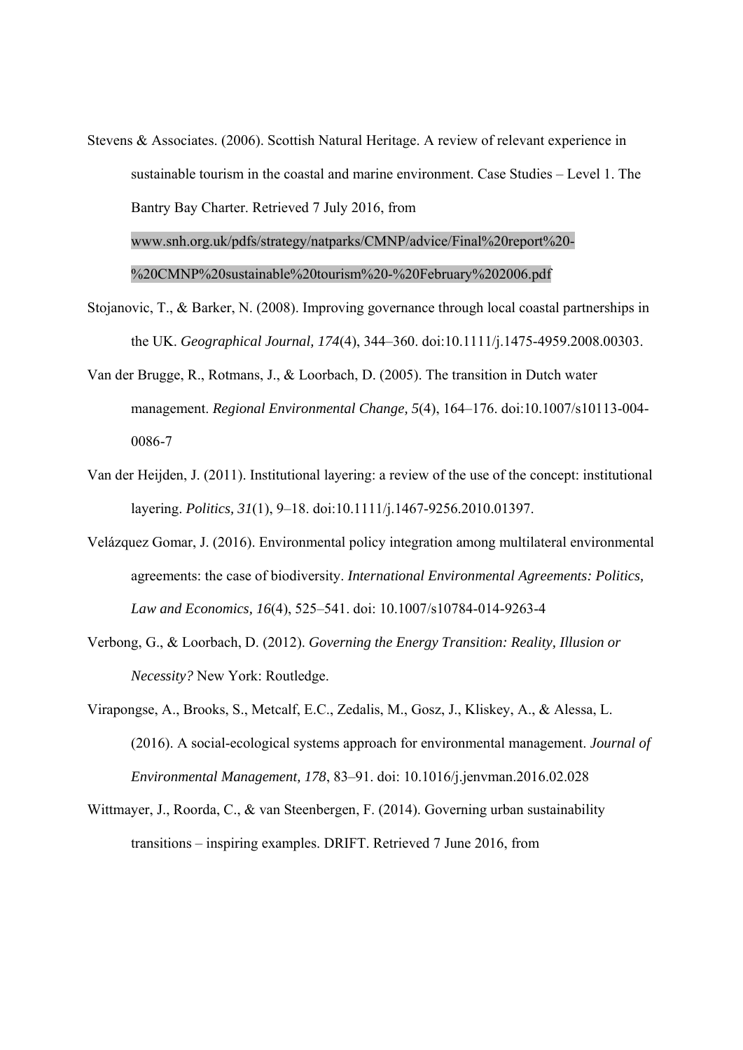Stevens & Associates. (2006). Scottish Natural Heritage. A review of relevant experience in sustainable tourism in the coastal and marine environment. Case Studies – Level 1. The Bantry Bay Charter. Retrieved 7 July 2016, from www.snh.org.uk/pdfs/strategy/natparks/CMNP/advice/Final%20report%20-%20CMNP%20sustainable%20tourism%20-%20February%202006.pdf

Stojanovic, T., & Barker, N. (2008). Improving governance through local coastal partnerships in the UK. *Geographical Journal, 174*(4), 344–360. doi:10.1111/j.1475-4959.2008.00303.

Van der Brugge, R., Rotmans, J., & Loorbach, D. (2005). The transition in Dutch water management. *Regional Environmental Change, 5*(4), 164–176. doi:10.1007/s10113-004-0086-7

Van der Heijden, J. (2011). Institutional layering: a review of the use of the concept: institutional layering. *Politics, 31*(1), 9–18. doi:10.1111/j.1467-9256.2010.01397.

Velázquez Gomar, J. (2016). Environmental policy integration among multilateral environmental agreements: the case of biodiversity. *International Environmental Agreements: Politics, Law and Economics, 16*(4), 525–541. doi: 10.1007/s10784-014-9263-4

Verbong, G., & Loorbach, D. (2012). *Governing the Energy Transition: Reality, Illusion or Necessity?* New York: Routledge.

Virapongse, A., Brooks, S., Metcalf, E.C., Zedalis, M., Gosz, J., Kliskey, A., & Alessa, L. (2016). A social-ecological systems approach for environmental management. *Journal of Environmental Management, 178*, 83–91. doi: 10.1016/j.jenvman.2016.02.028

Wittmayer, J., Roorda, C., & van Steenbergen, F. (2014). Governing urban sustainability transitions – inspiring examples. DRIFT. Retrieved 7 June 2016, from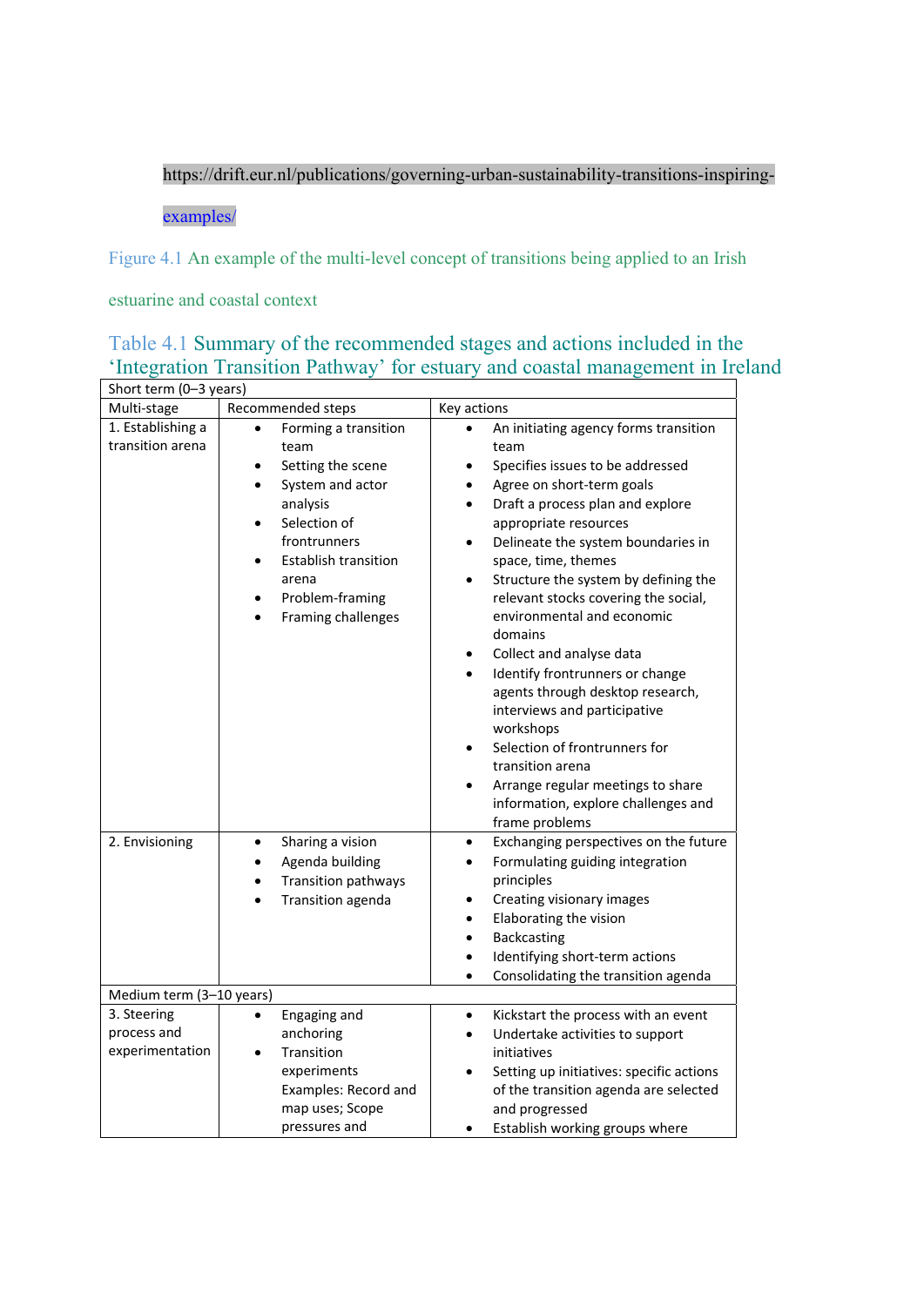https://drift.eur.nl/publications/governing-urban-sustainability-transitions-inspiring-examples/

Figure 4.1 An example of the multi-level concept of transitions being applied to an Irish estuarine and coastal context

Table 4.1 Summary of the recommended stages and actions included in the 'Integration Transition Pathway' for estuary and coastal management in Ireland

| Short term (0–3 years) | | |
|---|---|---|
| Multi-stage | Recommended steps | Key actions |
| 1. Establishing a transition arena | • Forming a transition team<br>• Setting the scene<br>• System and actor analysis<br>• Selection of frontrunners<br>• Establish transition arena<br>• Problem-framing<br>• Framing challenges | • An initiating agency forms transition team<br>• Specifies issues to be addressed<br>• Agree on short-term goals<br>• Draft a process plan and explore appropriate resources<br>• Delineate the system boundaries in space, time, themes<br>• Structure the system by defining the relevant stocks covering the social, environmental and economic domains<br>• Collect and analyse data<br>• Identify frontrunners or change agents through desktop research, interviews and participative workshops<br>• Selection of frontrunners for transition arena<br>• Arrange regular meetings to share information, explore challenges and frame problems |
| 2. Envisioning | • Sharing a vision<br>• Agenda building<br>• Transition pathways<br>• Transition agenda | • Exchanging perspectives on the future<br>• Formulating guiding integration principles<br>• Creating visionary images<br>• Elaborating the vision<br>• Backcasting<br>• Identifying short-term actions<br>• Consolidating the transition agenda |
| Medium term (3–10 years) | | |
| 3. Steering process and experimentation | • Engaging and anchoring<br>• Transition experiments Examples: Record and map uses; Scope pressures and | • Kickstart the process with an event<br>• Undertake activities to support initiatives<br>• Setting up initiatives: specific actions of the transition agenda are selected and progressed<br>• Establish working groups where |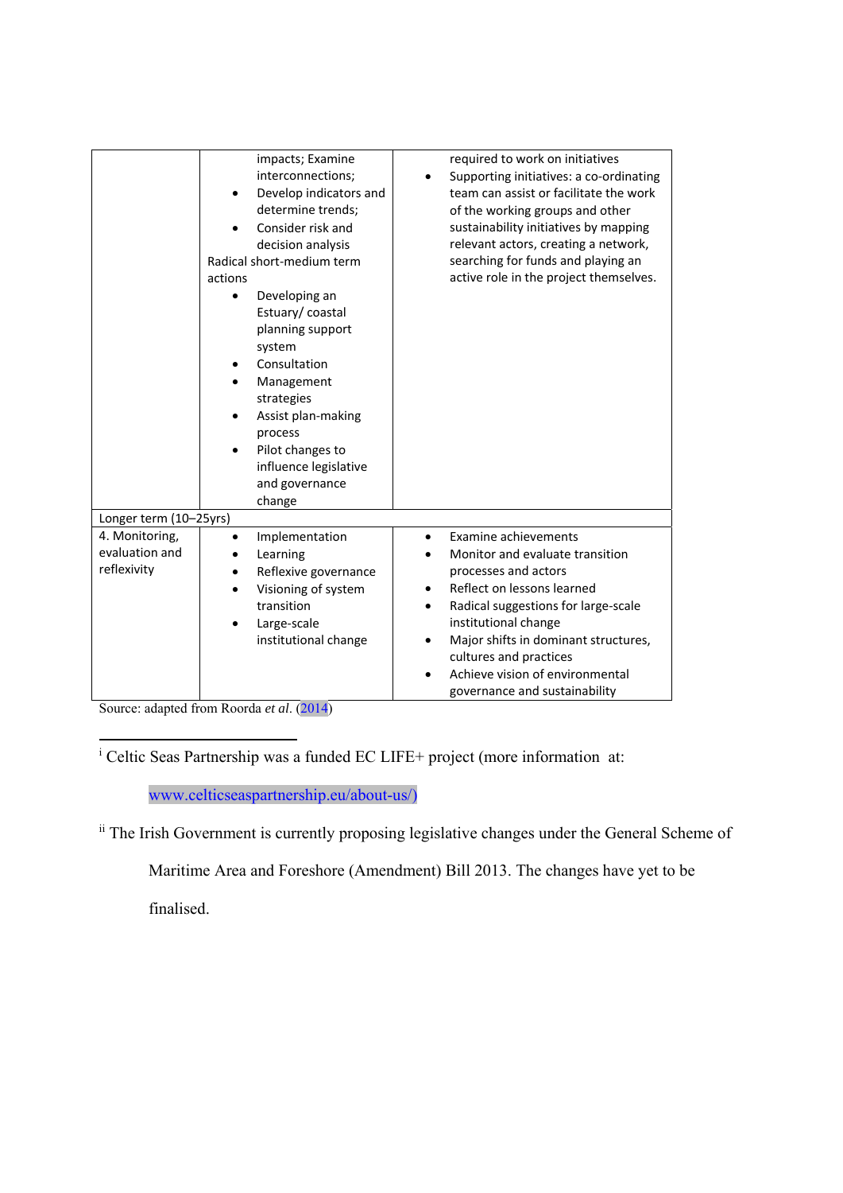| | | |
|---|---|---|
| | impacts; Examine interconnections;<br>• Develop indicators and determine trends;<br>• Consider risk and decision analysis<br>Radical short-medium term actions<br>• Developing an Estuary/ coastal planning support system<br>• Consultation<br>• Management strategies<br>• Assist plan-making process<br>• Pilot changes to influence legislative and governance change | required to work on initiatives<br>• Supporting initiatives: a co-ordinating team can assist or facilitate the work of the working groups and other sustainability initiatives by mapping relevant actors, creating a network, searching for funds and playing an active role in the project themselves. |
| Longer term (10–25yrs) | | |
| 4. Monitoring, evaluation and reflexivity | • Implementation<br>• Learning<br>• Reflexive governance<br>• Visioning of system transition<br>• Large-scale institutional change | • Examine achievements<br>• Monitor and evaluate transition processes and actors<br>• Reflect on lessons learned<br>• Radical suggestions for large-scale institutional change<br>• Major shifts in dominant structures, cultures and practices<br>• Achieve vision of environmental governance and sustainability |

Source: adapted from Roorda *et al*. (2014)

---

[i] Celtic Seas Partnership was a funded EC LIFE+ project (more information at: www.celticseaspartnership.eu/about-us/)

[ii] The Irish Government is currently proposing legislative changes under the General Scheme of Maritime Area and Foreshore (Amendment) Bill 2013. The changes have yet to be finalised.